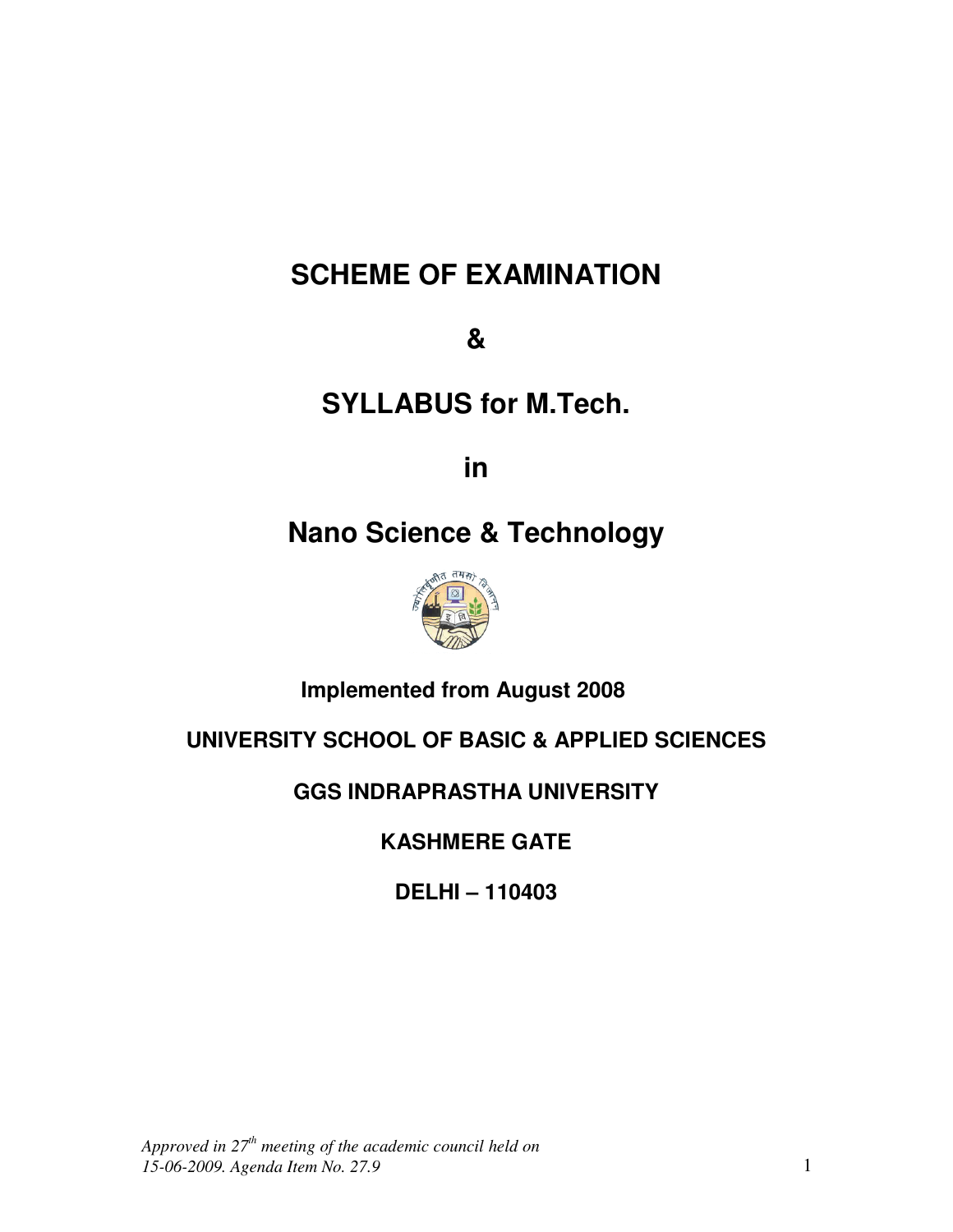# SCHEME OF EXAMINATION

# &

# SYLLABUS for M.Tech.

# in

# Nano Science & Technology

**Implemented from August 2008**

**UNIVERSITY SCHOOL OF BASIC & APPLIED SCIENCES**

**GGS INDRAPRASTHA UNIVERSITY**

**KASHMERE GATE**

**DELHI – 110403**

*Approved in 27th meeting of the academic council held on 15-06-2009. Agenda Item No. 27.9*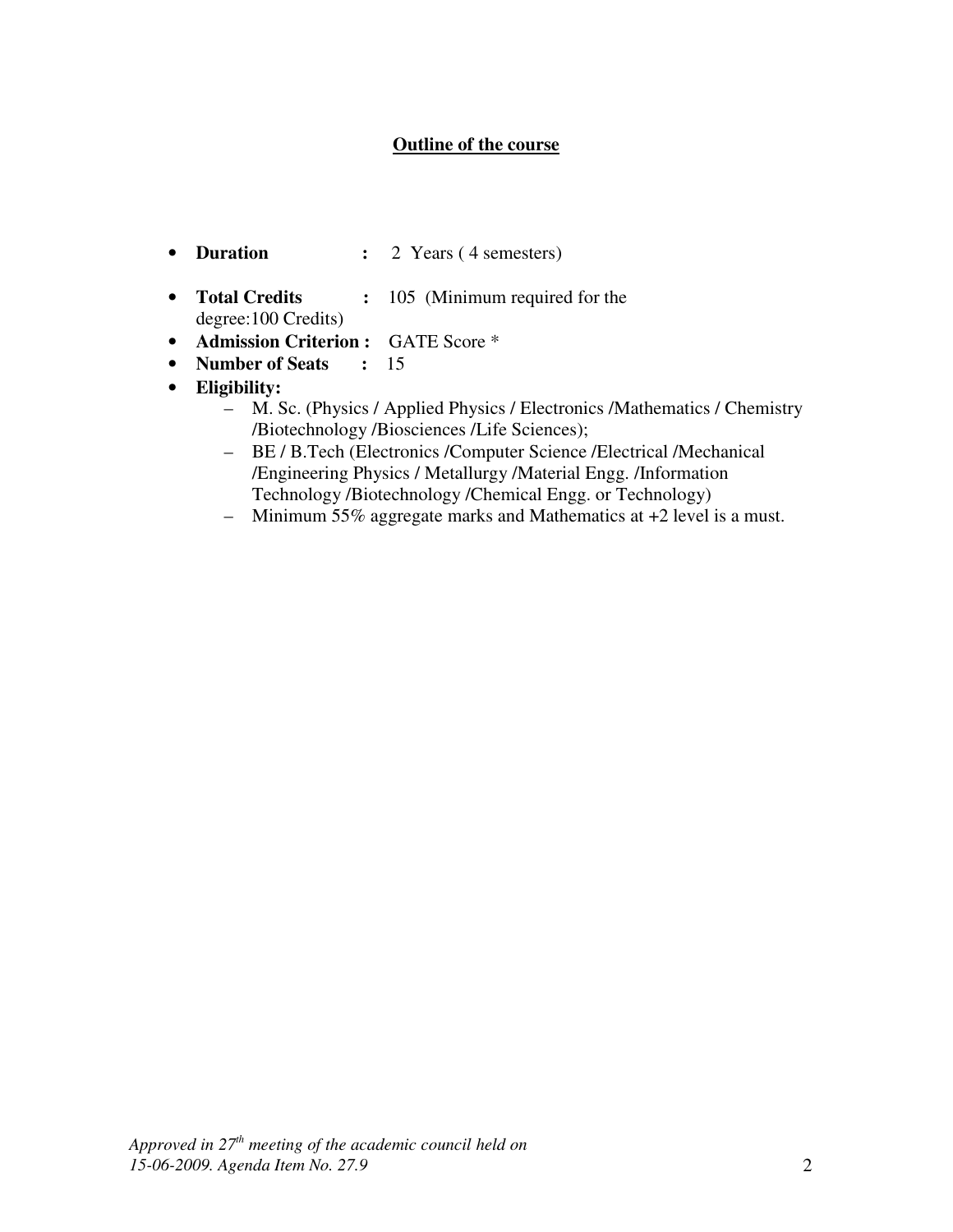## Outline of the course

- **Duration** : 2 Years ( 4 semesters)
- **Total Credits** : 105 (Minimum required for the degree:100 Credits)
- **Admission Criterion :** GATE Score *
- **Number of Seats** : 15
- **Eligibility:**
  - M. Sc. (Physics / Applied Physics / Electronics /Mathematics / Chemistry /Biotechnology /Biosciences /Life Sciences);
  - BE / B.Tech (Electronics /Computer Science /Electrical /Mechanical /Engineering Physics / Metallurgy /Material Engg. /Information Technology /Biotechnology /Chemical Engg. or Technology)
  - Minimum 55% aggregate marks and Mathematics at +2 level is a must.

*Approved in 27th meeting of the academic council held on 15-06-2009. Agenda Item No. 27.9*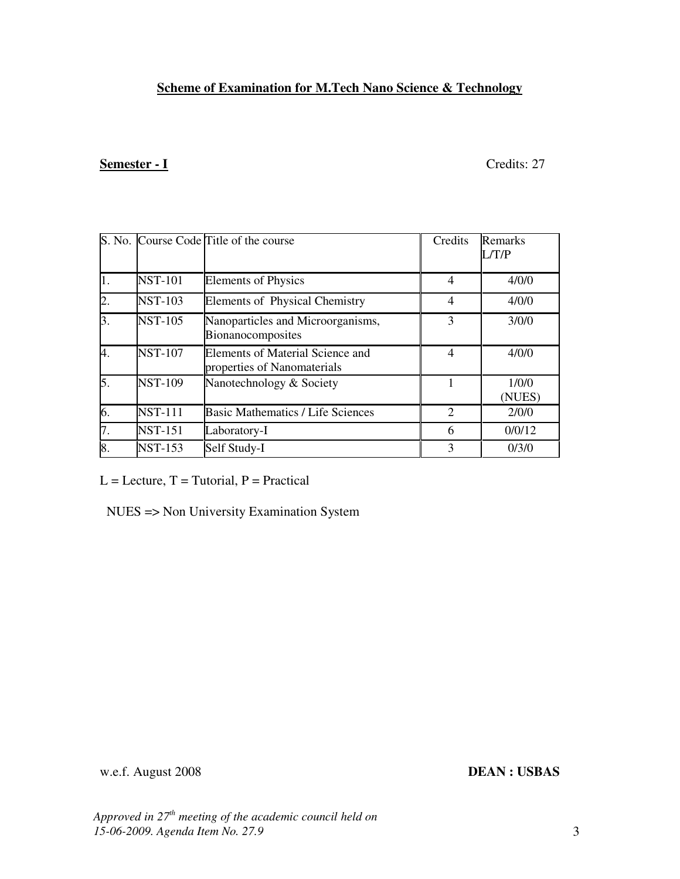## Scheme of Examination for M.Tech Nano Science & Technology

**Semester - I** Credits: 27

| S. No. | Course Code | Title of the course | Credits | Remarks L/T/P |
|---|---|---|---|---|
| 1. | NST-101 | Elements of Physics | 4 | 4/0/0 |
| 2. | NST-103 | Elements of Physical Chemistry | 4 | 4/0/0 |
| 3. | NST-105 | Nanoparticles and Microorganisms, Bionanocomposites | 3 | 3/0/0 |
| 4. | NST-107 | Elements of Material Science and properties of Nanomaterials | 4 | 4/0/0 |
| 5. | NST-109 | Nanotechnology & Society | 1 | 1/0/0 (NUES) |
| 6. | NST-111 | Basic Mathematics / Life Sciences | 2 | 2/0/0 |
| 7. | NST-151 | Laboratory-I | 6 | 0/0/12 |
| 8. | NST-153 | Self Study-I | 3 | 0/3/0 |

L = Lecture, T = Tutorial, P = Practical

NUES => Non University Examination System

w.e.f. August 2008 **DEAN : USBAS**

*Approved in 27th meeting of the academic council held on 15-06-2009. Agenda Item No. 27.9*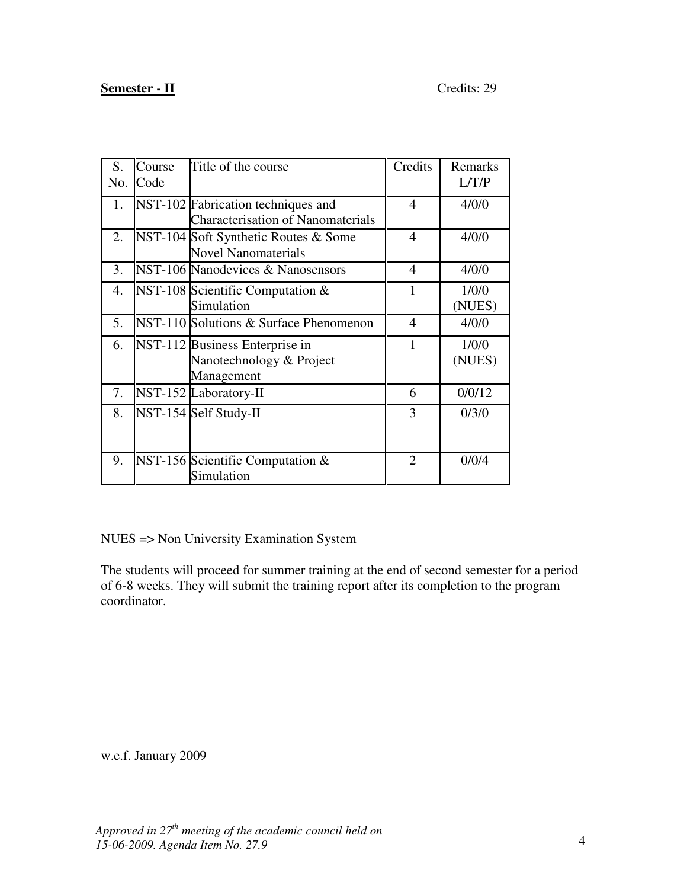**Semester - II** Credits: 29

| S. No. | Course Code | Title of the course | Credits | Remarks L/T/P |
|---|---|---|---|---|
| 1. | NST-102 | Fabrication techniques and Characterisation of Nanomaterials | 4 | 4/0/0 |
| 2. | NST-104 | Soft Synthetic Routes & Some Novel Nanomaterials | 4 | 4/0/0 |
| 3. | NST-106 | Nanodevices & Nanosensors | 4 | 4/0/0 |
| 4. | NST-108 | Scientific Computation & Simulation | 1 | 1/0/0 (NUES) |
| 5. | NST-110 | Solutions & Surface Phenomenon | 4 | 4/0/0 |
| 6. | NST-112 | Business Enterprise in Nanotechnology & Project Management | 1 | 1/0/0 (NUES) |
| 7. | NST-152 | Laboratory-II | 6 | 0/0/12 |
| 8. | NST-154 | Self Study-II | 3 | 0/3/0 |
| 9. | NST-156 | Scientific Computation & Simulation | 2 | 0/0/4 |

NUES => Non University Examination System

The students will proceed for summer training at the end of second semester for a period of 6-8 weeks. They will submit the training report after its completion to the program coordinator.

w.e.f. January 2009

*Approved in 27th meeting of the academic council held on 15-06-2009. Agenda Item No. 27.9*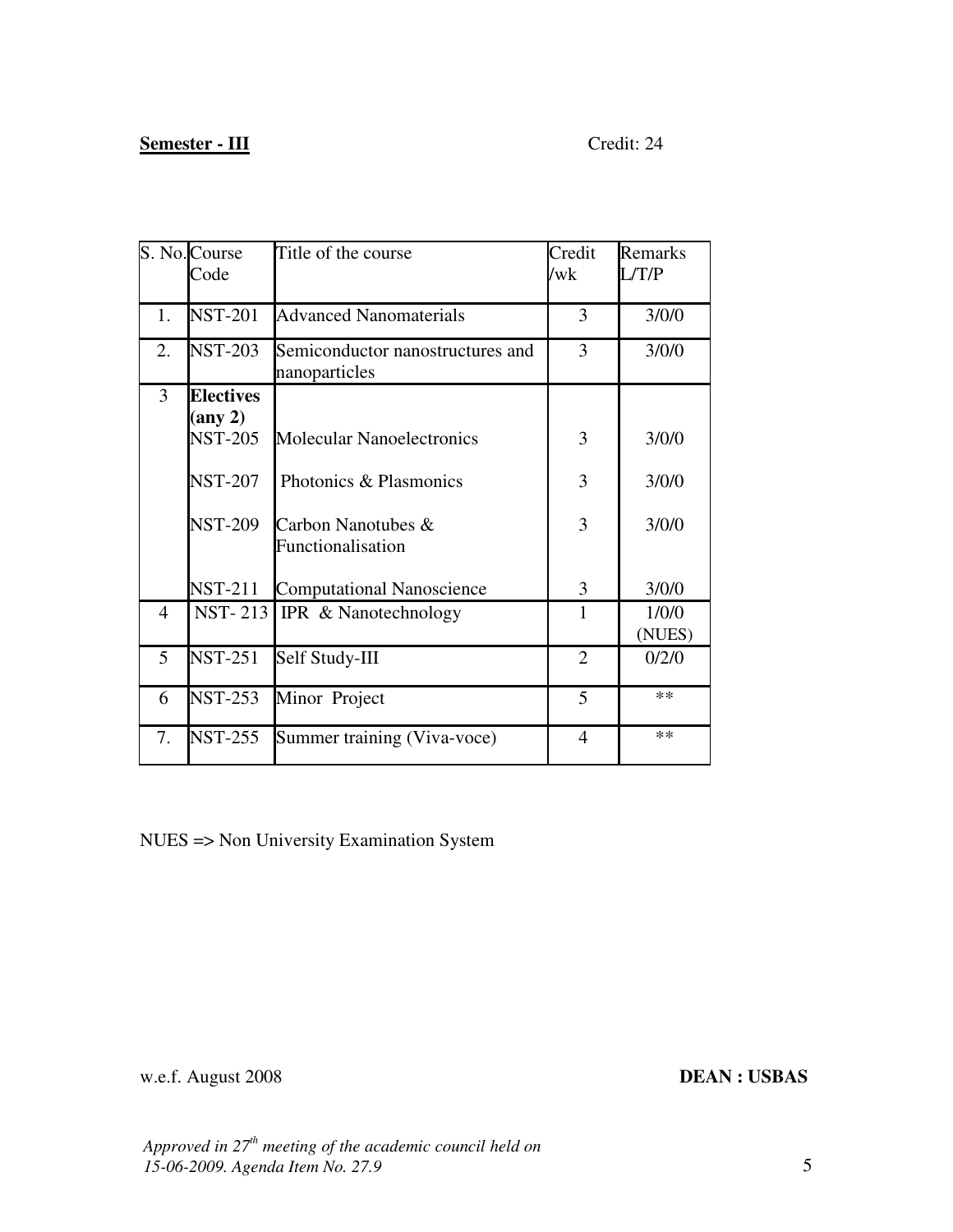**Semester - III** Credit: 24

| S. No. | Course Code | Title of the course | Credit /wk | Remarks L/T/P |
|---|---|---|---|---|
| 1. | NST-201 | Advanced Nanomaterials | 3 | 3/0/0 |
| 2. | NST-203 | Semiconductor nanostructures and nanoparticles | 3 | 3/0/0 |
| 3 | **Electives (any 2)** | | | |
| | NST-205 | Molecular Nanoelectronics | 3 | 3/0/0 |
| | NST-207 | Photonics & Plasmonics | 3 | 3/0/0 |
| | NST-209 | Carbon Nanotubes & Functionalisation | 3 | 3/0/0 |
| | NST-211 | Computational Nanoscience | 3 | 3/0/0 |
| 4 | NST- 213 | IPR & Nanotechnology | 1 | 1/0/0 (NUES) |
| 5 | NST-251 | Self Study-III | 2 | 0/2/0 |
| 6 | NST-253 | Minor Project | 5 | ** |
| 7. | NST-255 | Summer training (Viva-voce) | 4 | ** |

NUES => Non University Examination System

w.e.f. August 2008 **DEAN : USBAS**

*Approved in 27th meeting of the academic council held on 15-06-2009. Agenda Item No. 27.9*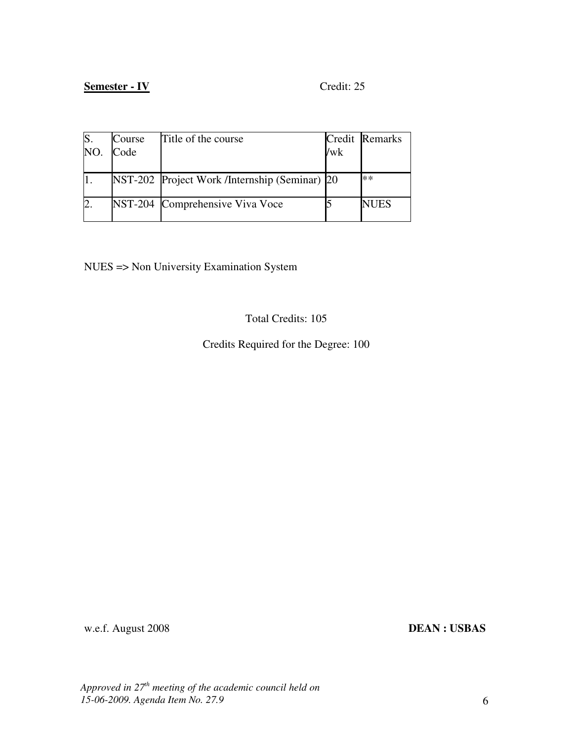**Semester - IV** Credit: 25

| S. NO. | Course Code | Title of the course | Credit /wk | Remarks |
|---|---|---|---|---|
| 1. | NST-202 | Project Work /Internship (Seminar) | 20 | ** |
| 2. | NST-204 | Comprehensive Viva Voce | 5 | NUES |

NUES => Non University Examination System

Total Credits: 105

Credits Required for the Degree: 100

w.e.f. August 2008 **DEAN : USBAS**

*Approved in 27th meeting of the academic council held on 15-06-2009. Agenda Item No. 27.9*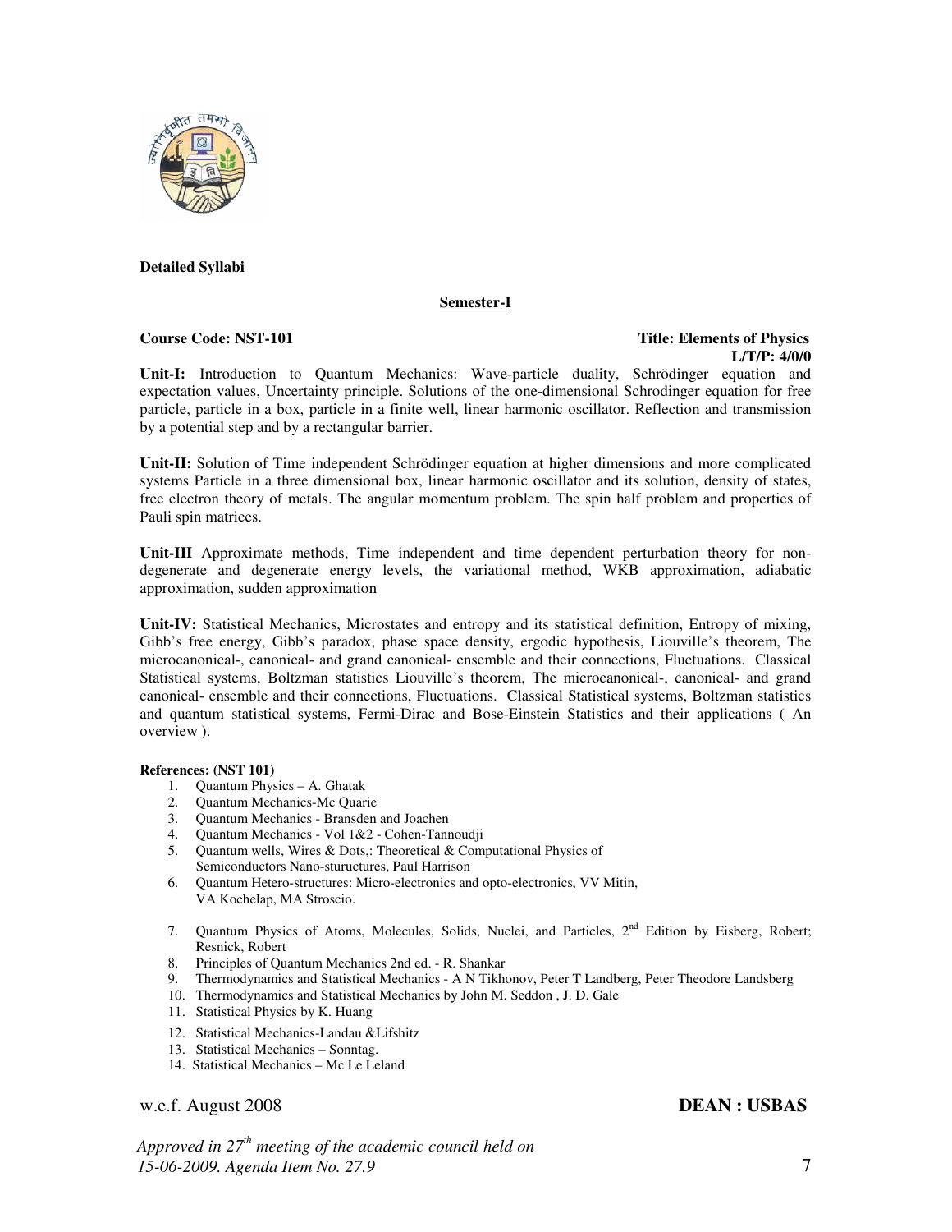**Detailed Syllabi**

**Semester-I**

**Course Code: NST-101** **Title: Elements of Physics**

**L/T/P: 4/0/0**

**Unit-I:** Introduction to Quantum Mechanics: Wave-particle duality, Schrödinger equation and expectation values, Uncertainty principle. Solutions of the one-dimensional Schrodinger equation for free particle, particle in a box, particle in a finite well, linear harmonic oscillator. Reflection and transmission by a potential step and by a rectangular barrier.

**Unit-II:** Solution of Time independent Schrödinger equation at higher dimensions and more complicated systems Particle in a three dimensional box, linear harmonic oscillator and its solution, density of states, free electron theory of metals. The angular momentum problem. The spin half problem and properties of Pauli spin matrices.

**Unit-III** Approximate methods, Time independent and time dependent perturbation theory for non-degenerate and degenerate energy levels, the variational method, WKB approximation, adiabatic approximation, sudden approximation

**Unit-IV:** Statistical Mechanics, Microstates and entropy and its statistical definition, Entropy of mixing, Gibb's free energy, Gibb's paradox, phase space density, ergodic hypothesis, Liouville's theorem, The microcanonical-, canonical- and grand canonical- ensemble and their connections, Fluctuations. Classical Statistical systems, Boltzman statistics Liouville's theorem, The microcanonical-, canonical- and grand canonical- ensemble and their connections, Fluctuations. Classical Statistical systems, Boltzman statistics and quantum statistical systems, Fermi-Dirac and Bose-Einstein Statistics and their applications ( An overview ).

**References: (NST 101)**

1. Quantum Physics – A. Ghatak
2. Quantum Mechanics-Mc Quarie
3. Quantum Mechanics - Bransden and Joachen
4. Quantum Mechanics - Vol 1&2 - Cohen-Tannoudji
5. Quantum wells, Wires & Dots,: Theoretical & Computational Physics of Semiconductors Nano-stuructures, Paul Harrison
6. Quantum Hetero-structures: Micro-electronics and opto-electronics, VV Mitin, VA Kochelap, MA Stroscio.
7. Quantum Physics of Atoms, Molecules, Solids, Nuclei, and Particles, 2nd Edition by Eisberg, Robert; Resnick, Robert
8. Principles of Quantum Mechanics 2nd ed. - R. Shankar
9. Thermodynamics and Statistical Mechanics - A N Tikhonov, Peter T Landberg, Peter Theodore Landsberg
10. Thermodynamics and Statistical Mechanics by John M. Seddon , J. D. Gale
11. Statistical Physics by K. Huang
12. Statistical Mechanics-Landau &Lifshitz
13. Statistical Mechanics – Sonntag.
14. Statistical Mechanics – Mc Le Leland

w.e.f. August 2008 **DEAN : USBAS**

*Approved in 27th meeting of the academic council held on 15-06-2009. Agenda Item No. 27.9*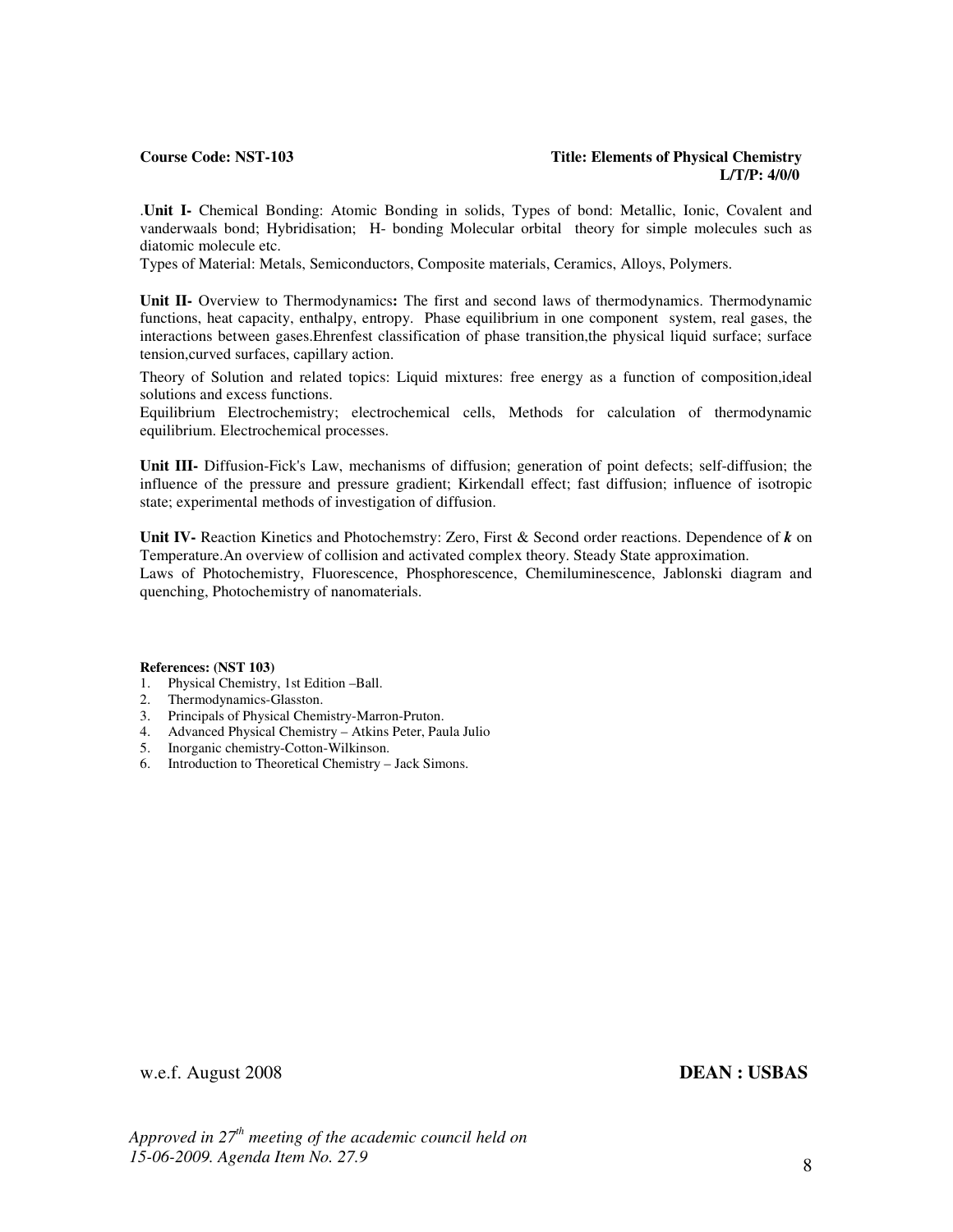**Course Code: NST-103** **Title: Elements of Physical Chemistry**
**L/T/P: 4/0/0**

.**Unit I-** Chemical Bonding: Atomic Bonding in solids, Types of bond: Metallic, Ionic, Covalent and vanderwaals bond; Hybridisation; H- bonding Molecular orbital theory for simple molecules such as diatomic molecule etc.

Types of Material: Metals, Semiconductors, Composite materials, Ceramics, Alloys, Polymers.

**Unit II-** Overview to Thermodynamics**:** The first and second laws of thermodynamics. Thermodynamic functions, heat capacity, enthalpy, entropy. Phase equilibrium in one component system, real gases, the interactions between gases.Ehrenfest classification of phase transition,the physical liquid surface; surface tension,curved surfaces, capillary action.

Theory of Solution and related topics: Liquid mixtures: free energy as a function of composition,ideal solutions and excess functions.

Equilibrium Electrochemistry; electrochemical cells, Methods for calculation of thermodynamic equilibrium. Electrochemical processes.

**Unit III-** Diffusion-Fick's Law, mechanisms of diffusion; generation of point defects; self-diffusion; the influence of the pressure and pressure gradient; Kirkendall effect; fast diffusion; influence of isotropic state; experimental methods of investigation of diffusion.

**Unit IV-** Reaction Kinetics and Photochemstry: Zero, First & Second order reactions. Dependence of ***k*** on Temperature.An overview of collision and activated complex theory. Steady State approximation.

Laws of Photochemistry, Fluorescence, Phosphorescence, Chemiluminescence, Jablonski diagram and quenching, Photochemistry of nanomaterials.

**References: (NST 103)**

1. Physical Chemistry, 1st Edition –Ball.
2. Thermodynamics-Glasston.
3. Principals of Physical Chemistry-Marron-Pruton.
4. Advanced Physical Chemistry – Atkins Peter, Paula Julio
5. Inorganic chemistry-Cotton-Wilkinson.
6. Introduction to Theoretical Chemistry – Jack Simons.

w.e.f. August 2008 **DEAN : USBAS**

*Approved in 27th meeting of the academic council held on 15-06-2009. Agenda Item No. 27.9*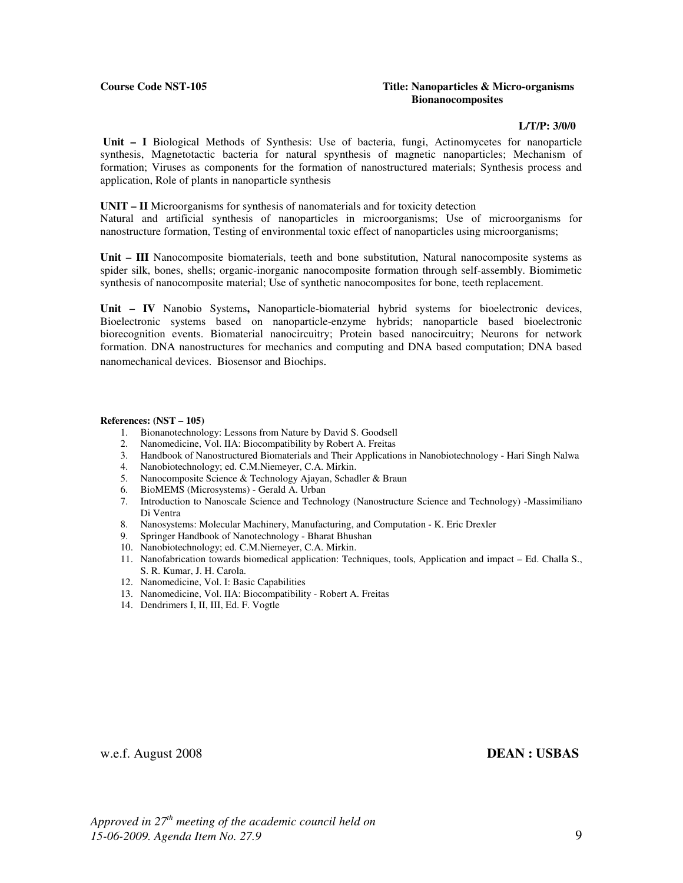**Course Code NST-105** **Title: Nanoparticles & Micro-organisms Bionanocomposites**

**L/T/P: 3/0/0**

**Unit – I** Biological Methods of Synthesis: Use of bacteria, fungi, Actinomycetes for nanoparticle synthesis, Magnetotactic bacteria for natural spynthesis of magnetic nanoparticles; Mechanism of formation; Viruses as components for the formation of nanostructured materials; Synthesis process and application, Role of plants in nanoparticle synthesis

**UNIT – II** Microorganisms for synthesis of nanomaterials and for toxicity detection
Natural and artificial synthesis of nanoparticles in microorganisms; Use of microorganisms for nanostructure formation, Testing of environmental toxic effect of nanoparticles using microorganisms;

**Unit – III** Nanocomposite biomaterials, teeth and bone substitution, Natural nanocomposite systems as spider silk, bones, shells; organic-inorganic nanocomposite formation through self-assembly. Biomimetic synthesis of nanocomposite material; Use of synthetic nanocomposites for bone, teeth replacement.

**Unit – IV** Nanobio Systems**,** Nanoparticle-biomaterial hybrid systems for bioelectronic devices, Bioelectronic systems based on nanoparticle-enzyme hybrids; nanoparticle based bioelectronic biorecognition events. Biomaterial nanocircuitry; Protein based nanocircuitry; Neurons for network formation. DNA nanostructures for mechanics and computing and DNA based computation; DNA based nanomechanical devices. Biosensor and Biochips.

**References: (NST – 105)**

1. Bionanotechnology: Lessons from Nature by David S. Goodsell
2. Nanomedicine, Vol. IIA: Biocompatibility by Robert A. Freitas
3. Handbook of Nanostructured Biomaterials and Their Applications in Nanobiotechnology - Hari Singh Nalwa
4. Nanobiotechnology; ed. C.M.Niemeyer, C.A. Mirkin.
5. Nanocomposite Science & Technology Ajayan, Schadler & Braun
6. BioMEMS (Microsystems) - Gerald A. Urban
7. Introduction to Nanoscale Science and Technology (Nanostructure Science and Technology) -Massimiliano Di Ventra
8. Nanosystems: Molecular Machinery, Manufacturing, and Computation - K. Eric Drexler
9. Springer Handbook of Nanotechnology - Bharat Bhushan
10. Nanobiotechnology; ed. C.M.Niemeyer, C.A. Mirkin.
11. Nanofabrication towards biomedical application: Techniques, tools, Application and impact – Ed. Challa S., S. R. Kumar, J. H. Carola.
12. Nanomedicine, Vol. I: Basic Capabilities
13. Nanomedicine, Vol. IIA: Biocompatibility - Robert A. Freitas
14. Dendrimers I, II, III, Ed. F. Vogtle

w.e.f. August 2008 **DEAN : USBAS**

*Approved in 27th meeting of the academic council held on 15-06-2009. Agenda Item No. 27.9*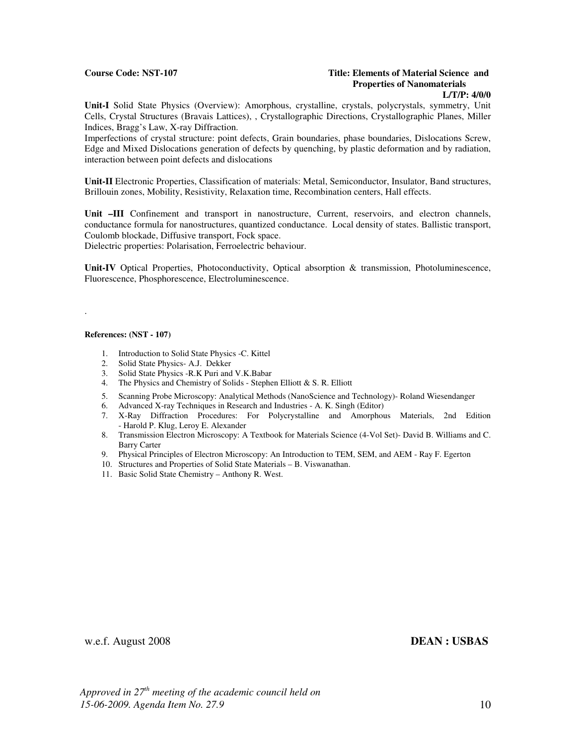**Course Code: NST-107** **Title: Elements of Material Science and Properties of Nanomaterials**

**L/T/P: 4/0/0**

**Unit-I** Solid State Physics (Overview): Amorphous, crystalline, crystals, polycrystals, symmetry, Unit Cells, Crystal Structures (Bravais Lattices), , Crystallographic Directions, Crystallographic Planes, Miller Indices, Bragg's Law, X-ray Diffraction.

Imperfections of crystal structure: point defects, Grain boundaries, phase boundaries, Dislocations Screw, Edge and Mixed Dislocations generation of defects by quenching, by plastic deformation and by radiation, interaction between point defects and dislocations

**Unit-II** Electronic Properties, Classification of materials: Metal, Semiconductor, Insulator, Band structures, Brillouin zones, Mobility, Resistivity, Relaxation time, Recombination centers, Hall effects.

**Unit –III** Confinement and transport in nanostructure, Current, reservoirs, and electron channels, conductance formula for nanostructures, quantized conductance. Local density of states. Ballistic transport, Coulomb blockade, Diffusive transport, Fock space.

Dielectric properties: Polarisation, Ferroelectric behaviour.

**Unit-IV** Optical Properties, Photoconductivity, Optical absorption & transmission, Photoluminescence, Fluorescence, Phosphorescence, Electroluminescence.

.

**References: (NST - 107)**

1. Introduction to Solid State Physics -C. Kittel
2. Solid State Physics- A.J. Dekker
3. Solid State Physics -R.K Puri and V.K.Babar
4. The Physics and Chemistry of Solids - Stephen Elliott & S. R. Elliott
5. Scanning Probe Microscopy: Analytical Methods (NanoScience and Technology)- Roland Wiesendanger
6. Advanced X-ray Techniques in Research and Industries - A. K. Singh (Editor)
7. X-Ray Diffraction Procedures: For Polycrystalline and Amorphous Materials, 2nd Edition - Harold P. Klug, Leroy E. Alexander
8. Transmission Electron Microscopy: A Textbook for Materials Science (4-Vol Set)- David B. Williams and C. Barry Carter
9. Physical Principles of Electron Microscopy: An Introduction to TEM, SEM, and AEM - Ray F. Egerton
10. Structures and Properties of Solid State Materials – B. Viswanathan.
11. Basic Solid State Chemistry – Anthony R. West.

w.e.f. August 2008 **DEAN : USBAS**

*Approved in 27th meeting of the academic council held on 15-06-2009. Agenda Item No. 27.9*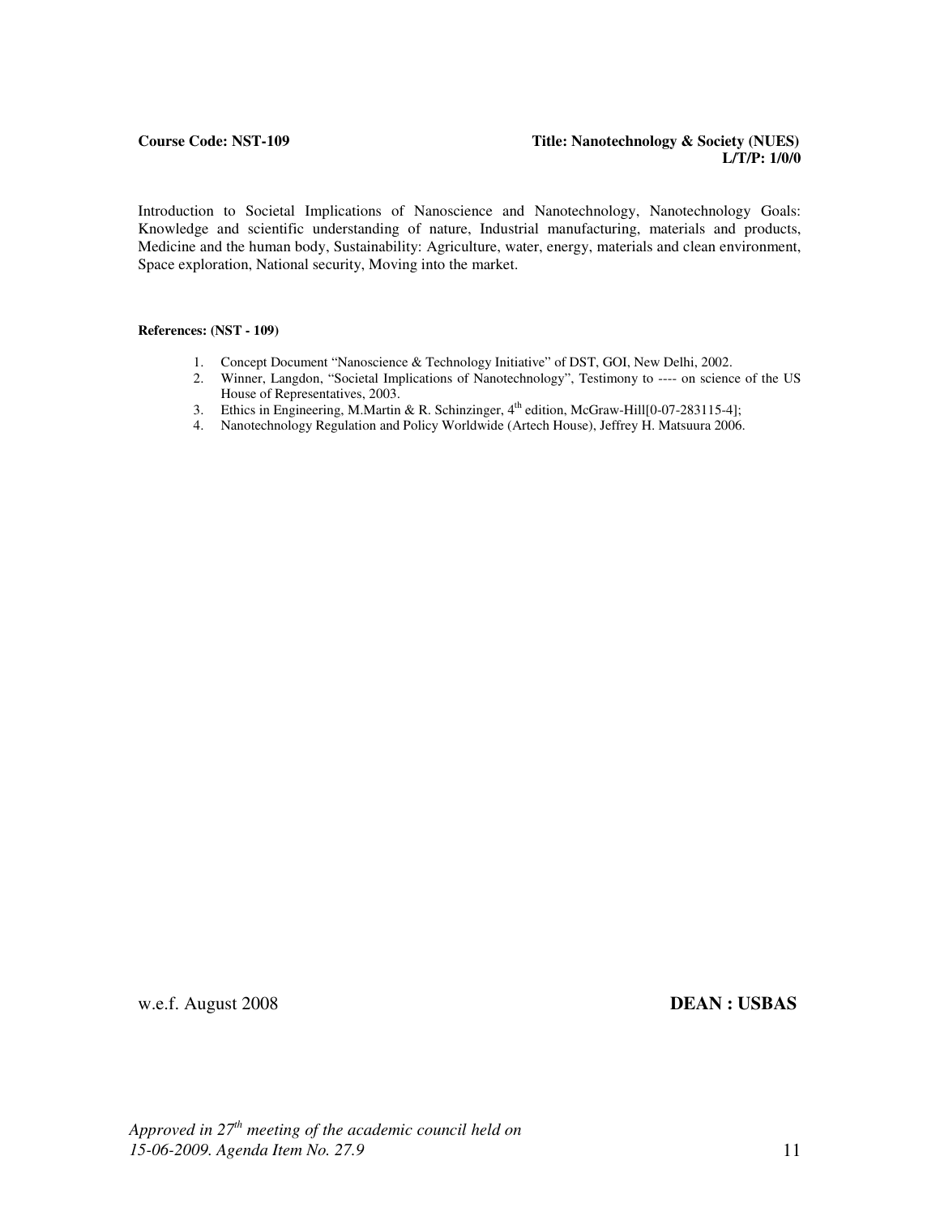**Course Code: NST-109** **Title: Nanotechnology & Society (NUES)**
**L/T/P: 1/0/0**

Introduction to Societal Implications of Nanoscience and Nanotechnology, Nanotechnology Goals: Knowledge and scientific understanding of nature, Industrial manufacturing, materials and products, Medicine and the human body, Sustainability: Agriculture, water, energy, materials and clean environment, Space exploration, National security, Moving into the market.

**References: (NST - 109)**

1. Concept Document "Nanoscience & Technology Initiative" of DST, GOI, New Delhi, 2002.
2. Winner, Langdon, "Societal Implications of Nanotechnology", Testimony to ---- on science of the US House of Representatives, 2003.
3. Ethics in Engineering, M.Martin & R. Schinzinger, 4th edition, McGraw-Hill[0-07-283115-4];
4. Nanotechnology Regulation and Policy Worldwide (Artech House), Jeffrey H. Matsuura 2006.

w.e.f. August 2008 **DEAN : USBAS**

*Approved in 27th meeting of the academic council held on 15-06-2009. Agenda Item No. 27.9*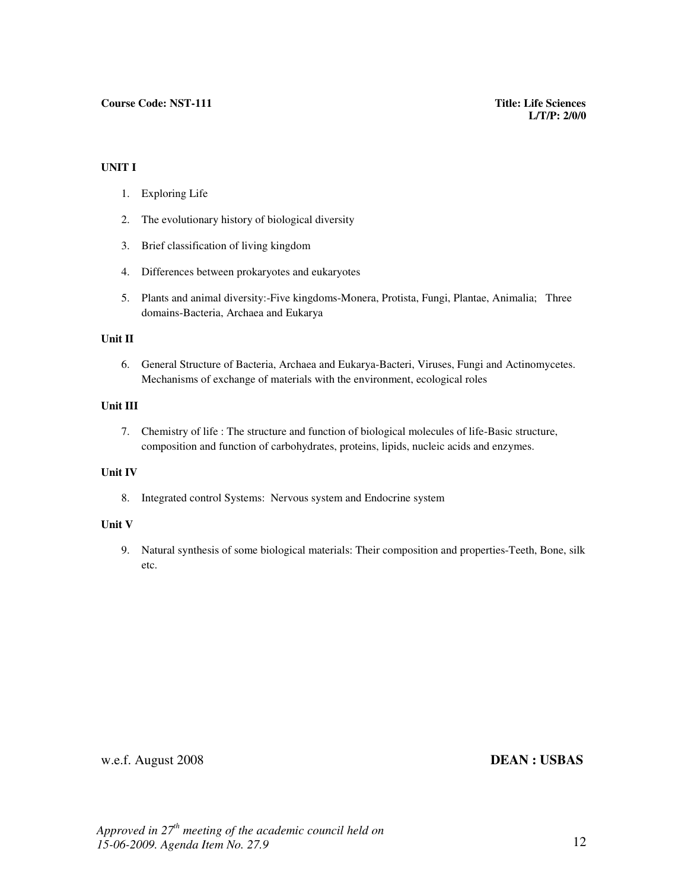**Course Code: NST-111**

**Title: Life Sciences**
**L/T/P: 2/0/0**

**UNIT I**

1. Exploring Life
2. The evolutionary history of biological diversity
3. Brief classification of living kingdom
4. Differences between prokaryotes and eukaryotes
5. Plants and animal diversity:-Five kingdoms-Monera, Protista, Fungi, Plantae, Animalia; Three domains-Bacteria, Archaea and Eukarya

**Unit II**

6. General Structure of Bacteria, Archaea and Eukarya-Bacteri, Viruses, Fungi and Actinomycetes. Mechanisms of exchange of materials with the environment, ecological roles

**Unit III**

7. Chemistry of life : The structure and function of biological molecules of life-Basic structure, composition and function of carbohydrates, proteins, lipids, nucleic acids and enzymes.

**Unit IV**

8. Integrated control Systems: Nervous system and Endocrine system

**Unit V**

9. Natural synthesis of some biological materials: Their composition and properties-Teeth, Bone, silk etc.

w.e.f. August 2008

**DEAN : USBAS**

*Approved in 27th meeting of the academic council held on 15-06-2009. Agenda Item No. 27.9*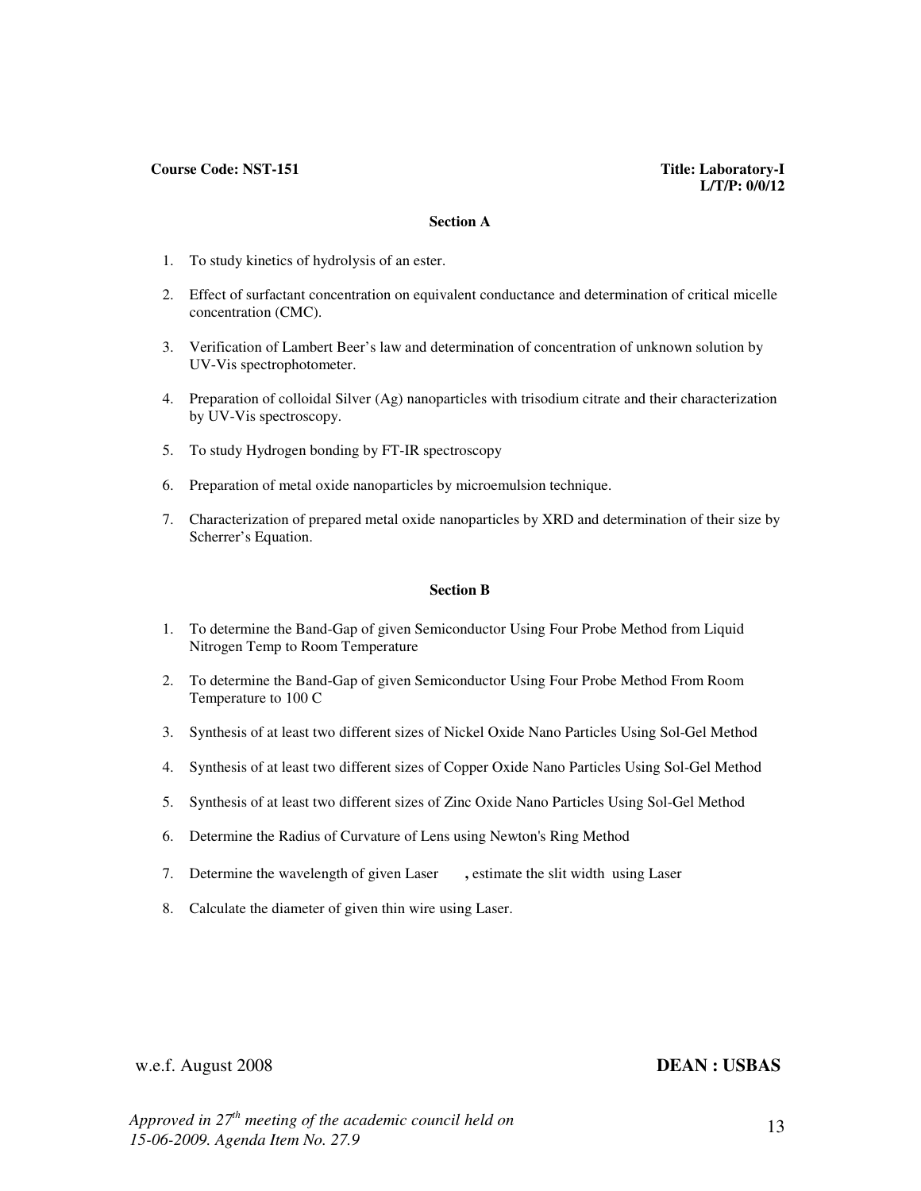**Course Code: NST-151** **Title: Laboratory-I**
**L/T/P: 0/0/12**

**Section A**

1. To study kinetics of hydrolysis of an ester.
2. Effect of surfactant concentration on equivalent conductance and determination of critical micelle concentration (CMC).
3. Verification of Lambert Beer's law and determination of concentration of unknown solution by UV-Vis spectrophotometer.
4. Preparation of colloidal Silver (Ag) nanoparticles with trisodium citrate and their characterization by UV-Vis spectroscopy.
5. To study Hydrogen bonding by FT-IR spectroscopy
6. Preparation of metal oxide nanoparticles by microemulsion technique.
7. Characterization of prepared metal oxide nanoparticles by XRD and determination of their size by Scherrer's Equation.

**Section B**

1. To determine the Band-Gap of given Semiconductor Using Four Probe Method from Liquid Nitrogen Temp to Room Temperature
2. To determine the Band-Gap of given Semiconductor Using Four Probe Method From Room Temperature to 100 C
3. Synthesis of at least two different sizes of Nickel Oxide Nano Particles Using Sol-Gel Method
4. Synthesis of at least two different sizes of Copper Oxide Nano Particles Using Sol-Gel Method
5. Synthesis of at least two different sizes of Zinc Oxide Nano Particles Using Sol-Gel Method
6. Determine the Radius of Curvature of Lens using Newton's Ring Method
7. Determine the wavelength of given Laser **,** estimate the slit width using Laser
8. Calculate the diameter of given thin wire using Laser.

w.e.f. August 2008 **DEAN : USBAS**

*Approved in 27th meeting of the academic council held on 15-06-2009. Agenda Item No. 27.9*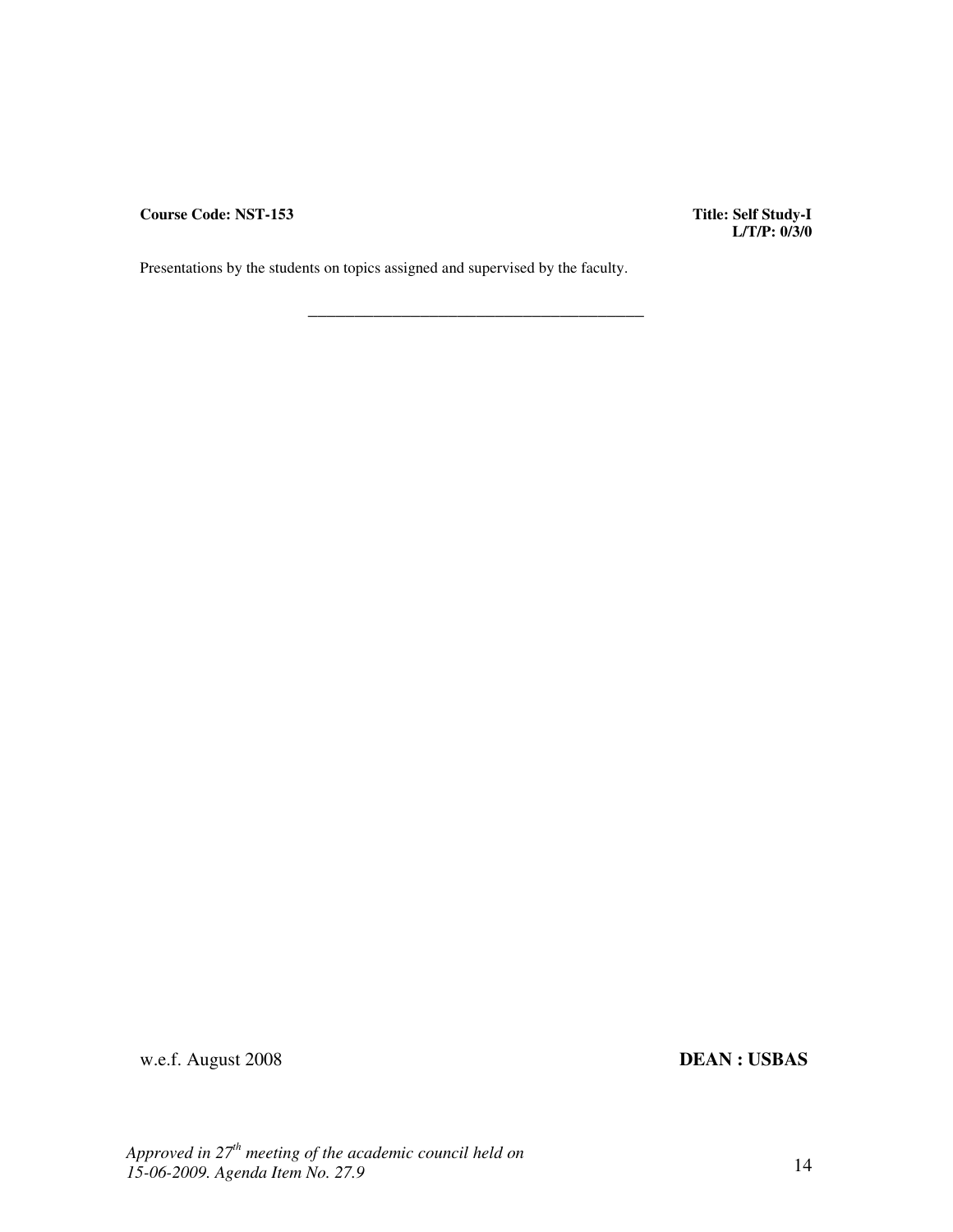**Course Code: NST-153** **Title: Self Study-I**

**L/T/P: 0/3/0**

Presentations by the students on topics assigned and supervised by the faculty.

---

w.e.f. August 2008 **DEAN : USBAS**

*Approved in 27th meeting of the academic council held on 15-06-2009. Agenda Item No. 27.9*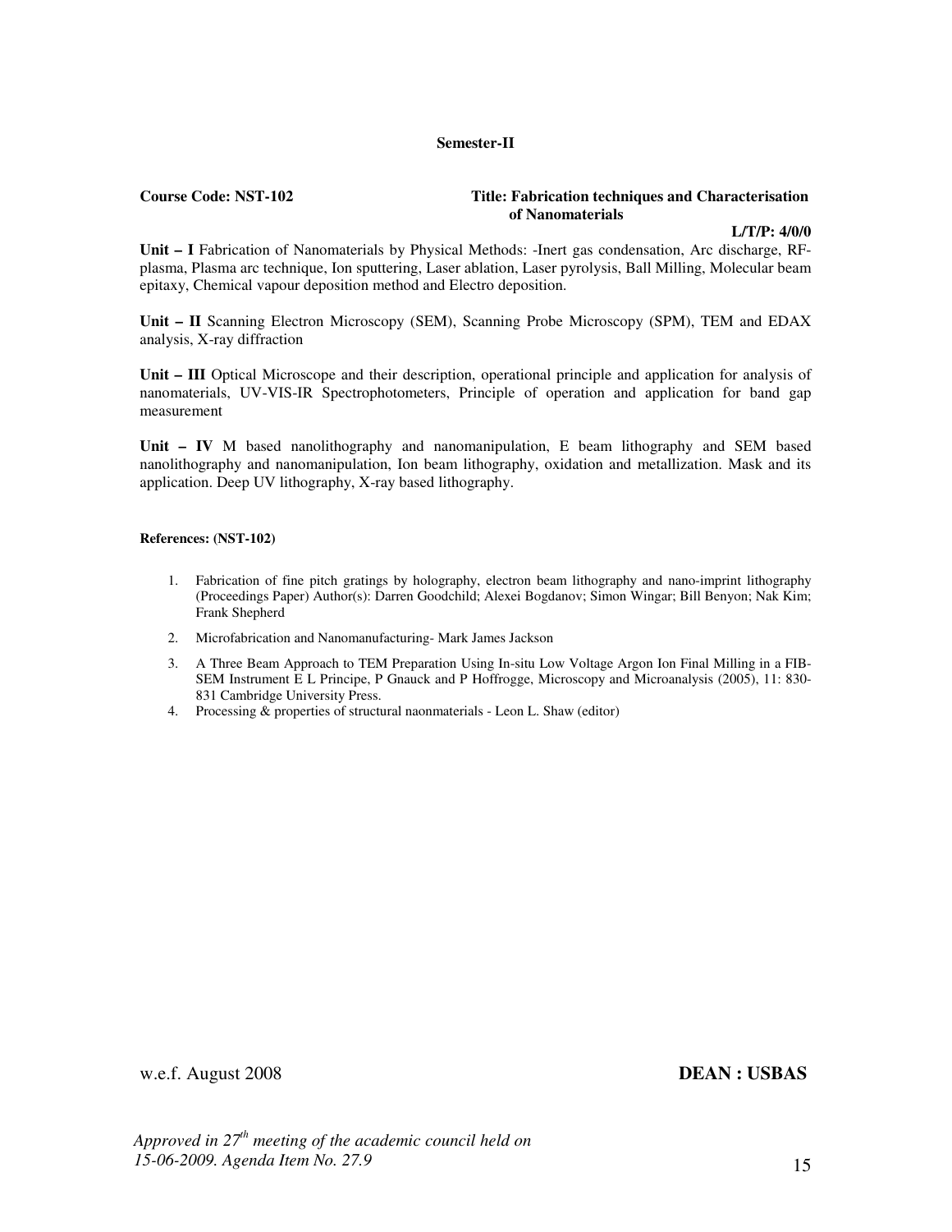**Semester-II**

**Course Code: NST-102** **Title: Fabrication techniques and Characterisation of Nanomaterials**

**L/T/P: 4/0/0**

**Unit – I** Fabrication of Nanomaterials by Physical Methods: -Inert gas condensation, Arc discharge, RF-plasma, Plasma arc technique, Ion sputtering, Laser ablation, Laser pyrolysis, Ball Milling, Molecular beam epitaxy, Chemical vapour deposition method and Electro deposition.

**Unit – II** Scanning Electron Microscopy (SEM), Scanning Probe Microscopy (SPM), TEM and EDAX analysis, X-ray diffraction

**Unit – III** Optical Microscope and their description, operational principle and application for analysis of nanomaterials, UV-VIS-IR Spectrophotometers, Principle of operation and application for band gap measurement

**Unit – IV** M based nanolithography and nanomanipulation, E beam lithography and SEM based nanolithography and nanomanipulation, Ion beam lithography, oxidation and metallization. Mask and its application. Deep UV lithography, X-ray based lithography.

**References: (NST-102)**

1. Fabrication of fine pitch gratings by holography, electron beam lithography and nano-imprint lithography (Proceedings Paper) Author(s): Darren Goodchild; Alexei Bogdanov; Simon Wingar; Bill Benyon; Nak Kim; Frank Shepherd
2. Microfabrication and Nanomanufacturing- Mark James Jackson
3. A Three Beam Approach to TEM Preparation Using In-situ Low Voltage Argon Ion Final Milling in a FIB-SEM Instrument E L Principe, P Gnauck and P Hoffrogge, Microscopy and Microanalysis (2005), 11: 830-831 Cambridge University Press.
4. Processing & properties of structural naonmaterials - Leon L. Shaw (editor)

w.e.f. August 2008 **DEAN : USBAS**

*Approved in 27th meeting of the academic council held on 15-06-2009. Agenda Item No. 27.9*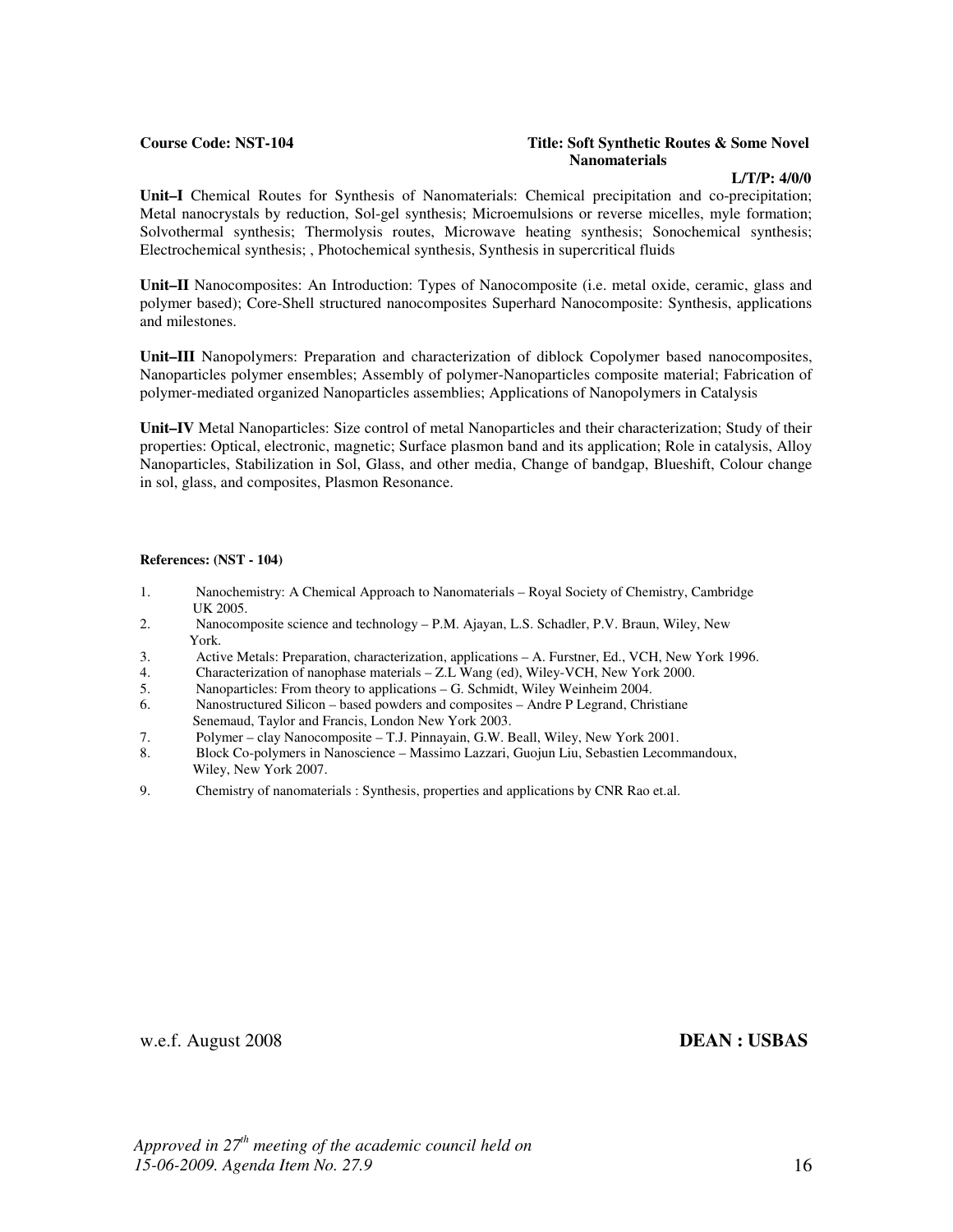**Course Code: NST-104** **Title: Soft Synthetic Routes & Some Novel Nanomaterials**

**L/T/P: 4/0/0**

**Unit–I** Chemical Routes for Synthesis of Nanomaterials: Chemical precipitation and co-precipitation; Metal nanocrystals by reduction, Sol-gel synthesis; Microemulsions or reverse micelles, myle formation; Solvothermal synthesis; Thermolysis routes, Microwave heating synthesis; Sonochemical synthesis; Electrochemical synthesis; , Photochemical synthesis, Synthesis in supercritical fluids

**Unit–II** Nanocomposites: An Introduction: Types of Nanocomposite (i.e. metal oxide, ceramic, glass and polymer based); Core-Shell structured nanocomposites Superhard Nanocomposite: Synthesis, applications and milestones.

**Unit–III** Nanopolymers: Preparation and characterization of diblock Copolymer based nanocomposites, Nanoparticles polymer ensembles; Assembly of polymer-Nanoparticles composite material; Fabrication of polymer-mediated organized Nanoparticles assemblies; Applications of Nanopolymers in Catalysis

**Unit–IV** Metal Nanoparticles: Size control of metal Nanoparticles and their characterization; Study of their properties: Optical, electronic, magnetic; Surface plasmon band and its application; Role in catalysis, Alloy Nanoparticles, Stabilization in Sol, Glass, and other media, Change of bandgap, Blueshift, Colour change in sol, glass, and composites, Plasmon Resonance.

**References: (NST - 104)**

1. Nanochemistry: A Chemical Approach to Nanomaterials – Royal Society of Chemistry, Cambridge UK 2005.
2. Nanocomposite science and technology – P.M. Ajayan, L.S. Schadler, P.V. Braun, Wiley, New York.
3. Active Metals: Preparation, characterization, applications – A. Furstner, Ed., VCH, New York 1996.
4. Characterization of nanophase materials – Z.L Wang (ed), Wiley-VCH, New York 2000.
5. Nanoparticles: From theory to applications – G. Schmidt, Wiley Weinheim 2004.
6. Nanostructured Silicon – based powders and composites – Andre P Legrand, Christiane Senemaud, Taylor and Francis, London New York 2003.
7. Polymer – clay Nanocomposite – T.J. Pinnayain, G.W. Beall, Wiley, New York 2001.
8. Block Co-polymers in Nanoscience – Massimo Lazzari, Guojun Liu, Sebastien Lecommandoux, Wiley, New York 2007.
9. Chemistry of nanomaterials : Synthesis, properties and applications by CNR Rao et.al.

w.e.f. August 2008 **DEAN : USBAS**

*Approved in 27th meeting of the academic council held on 15-06-2009. Agenda Item No. 27.9*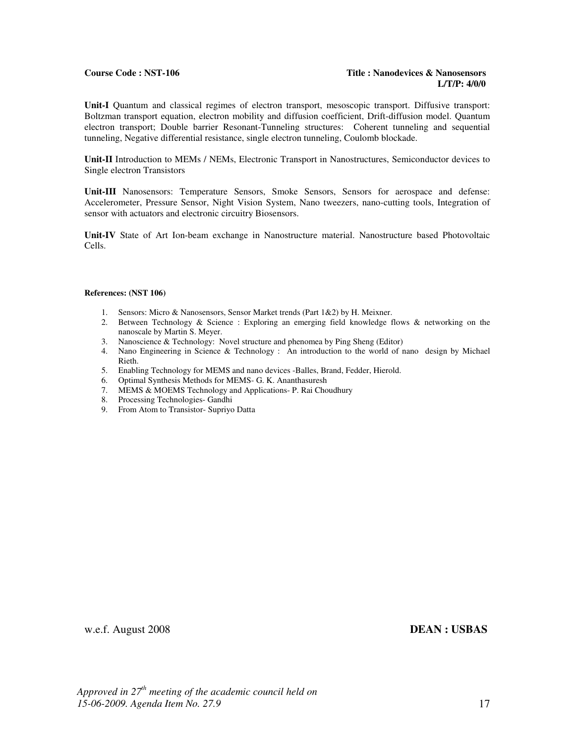**Course Code : NST-106** **Title : Nanodevices & Nanosensors**
**L/T/P: 4/0/0**

**Unit-I** Quantum and classical regimes of electron transport, mesoscopic transport. Diffusive transport: Boltzman transport equation, electron mobility and diffusion coefficient, Drift-diffusion model. Quantum electron transport; Double barrier Resonant-Tunneling structures: Coherent tunneling and sequential tunneling, Negative differential resistance, single electron tunneling, Coulomb blockade.

**Unit-II** Introduction to MEMs / NEMs, Electronic Transport in Nanostructures, Semiconductor devices to Single electron Transistors

**Unit-III** Nanosensors: Temperature Sensors, Smoke Sensors, Sensors for aerospace and defense: Accelerometer, Pressure Sensor, Night Vision System, Nano tweezers, nano-cutting tools, Integration of sensor with actuators and electronic circuitry Biosensors.

**Unit-IV** State of Art Ion-beam exchange in Nanostructure material. Nanostructure based Photovoltaic Cells.

**References: (NST 106)**

1. Sensors: Micro & Nanosensors, Sensor Market trends (Part 1&2) by H. Meixner.
2. Between Technology & Science : Exploring an emerging field knowledge flows & networking on the nanoscale by Martin S. Meyer.
3. Nanoscience & Technology: Novel structure and phenomea by Ping Sheng (Editor)
4. Nano Engineering in Science & Technology : An introduction to the world of nano design by Michael Rieth.
5. Enabling Technology for MEMS and nano devices -Balles, Brand, Fedder, Hierold.
6. Optimal Synthesis Methods for MEMS- G. K. Ananthasuresh
7. MEMS & MOEMS Technology and Applications- P. Rai Choudhury
8. Processing Technologies- Gandhi
9. From Atom to Transistor- Supriyo Datta

w.e.f. August 2008 **DEAN : USBAS**

*Approved in 27th meeting of the academic council held on 15-06-2009. Agenda Item No. 27.9*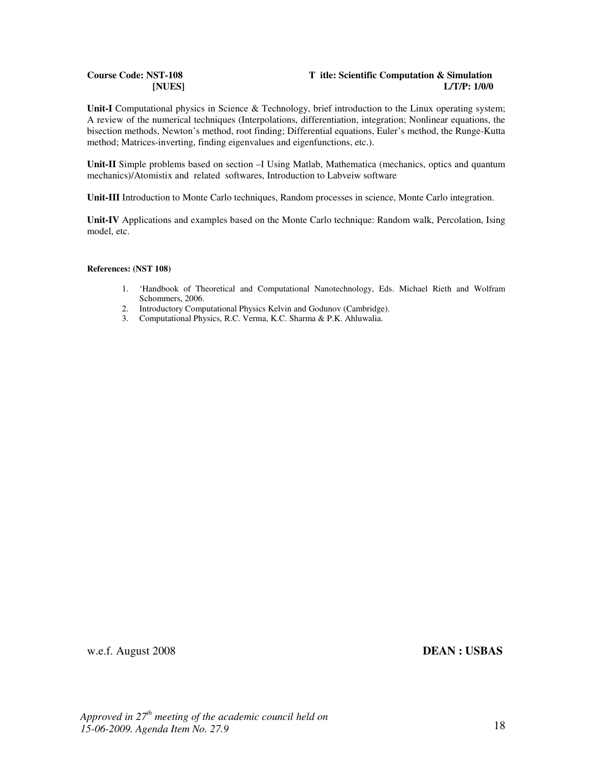**Course Code: NST-108** **T itle: Scientific Computation & Simulation**
**[NUES]** **L/T/P: 1/0/0**

**Unit-I** Computational physics in Science & Technology, brief introduction to the Linux operating system; A review of the numerical techniques (Interpolations, differentiation, integration; Nonlinear equations, the bisection methods, Newton's method, root finding; Differential equations, Euler's method, the Runge-Kutta method; Matrices-inverting, finding eigenvalues and eigenfunctions, etc.).

**Unit-II** Simple problems based on section –I Using Matlab, Mathematica (mechanics, optics and quantum mechanics)/Atomistix and related softwares, Introduction to Labveiw software

**Unit-III** Introduction to Monte Carlo techniques, Random processes in science, Monte Carlo integration.

**Unit-IV** Applications and examples based on the Monte Carlo technique: Random walk, Percolation, Ising model, etc.

**References: (NST 108)**

1. 'Handbook of Theoretical and Computational Nanotechnology, Eds. Michael Rieth and Wolfram Schommers, 2006.
2. Introductory Computational Physics Kelvin and Godunov (Cambridge).
3. Computational Physics, R.C. Verma, K.C. Sharma & P.K. Ahluwalia.

w.e.f. August 2008 **DEAN : USBAS**

*Approved in 27th meeting of the academic council held on 15-06-2009. Agenda Item No. 27.9*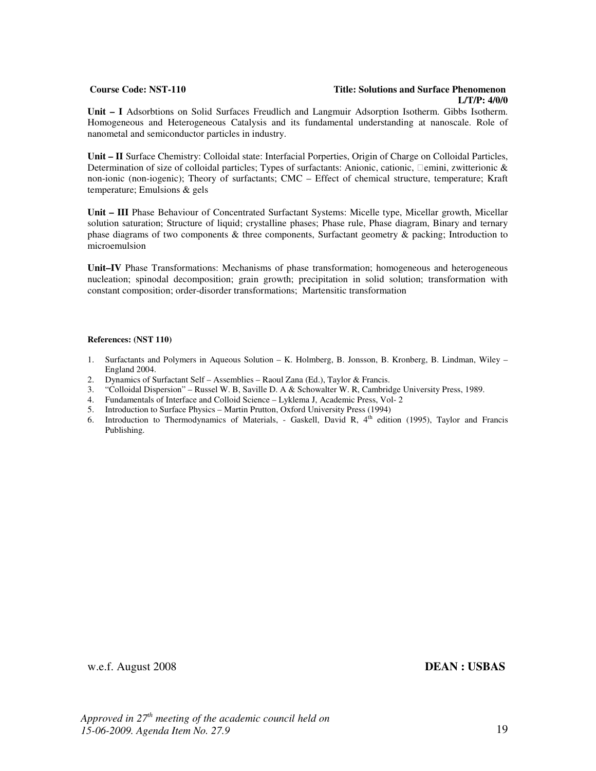**Course Code: NST-110** **Title: Solutions and Surface Phenomenon**

**L/T/P: 4/0/0**

**Unit – I** Adsorbtions on Solid Surfaces Freudlich and Langmuir Adsorption Isotherm. Gibbs Isotherm. Homogeneous and Heterogeneous Catalysis and its fundamental understanding at nanoscale. Role of nanometal and semiconductor particles in industry.

**Unit – II** Surface Chemistry: Colloidal state: Interfacial Porperties, Origin of Charge on Colloidal Particles, Determination of size of colloidal particles; Types of surfactants: Anionic, cationic, □emini, zwitterionic & non-ionic (non-iogenic); Theory of surfactants; CMC – Effect of chemical structure, temperature; Kraft temperature; Emulsions & gels

**Unit – III** Phase Behaviour of Concentrated Surfactant Systems: Micelle type, Micellar growth, Micellar solution saturation; Structure of liquid; crystalline phases; Phase rule, Phase diagram, Binary and ternary phase diagrams of two components & three components, Surfactant geometry & packing; Introduction to microemulsion

**Unit–IV** Phase Transformations: Mechanisms of phase transformation; homogeneous and heterogeneous nucleation; spinodal decomposition; grain growth; precipitation in solid solution; transformation with constant composition; order-disorder transformations; Martensitic transformation

**References: (NST 110)**

1. Surfactants and Polymers in Aqueous Solution – K. Holmberg, B. Jonsson, B. Kronberg, B. Lindman, Wiley – England 2004.
2. Dynamics of Surfactant Self – Assemblies – Raoul Zana (Ed.), Taylor & Francis.
3. "Colloidal Dispersion" – Russel W. B, Saville D. A & Schowalter W. R, Cambridge University Press, 1989.
4. Fundamentals of Interface and Colloid Science – Lyklema J, Academic Press, Vol- 2
5. Introduction to Surface Physics – Martin Prutton, Oxford University Press (1994)
6. Introduction to Thermodynamics of Materials, - Gaskell, David R, 4th edition (1995), Taylor and Francis Publishing.

w.e.f. August 2008 **DEAN : USBAS**

*Approved in 27th meeting of the academic council held on 15-06-2009. Agenda Item No. 27.9*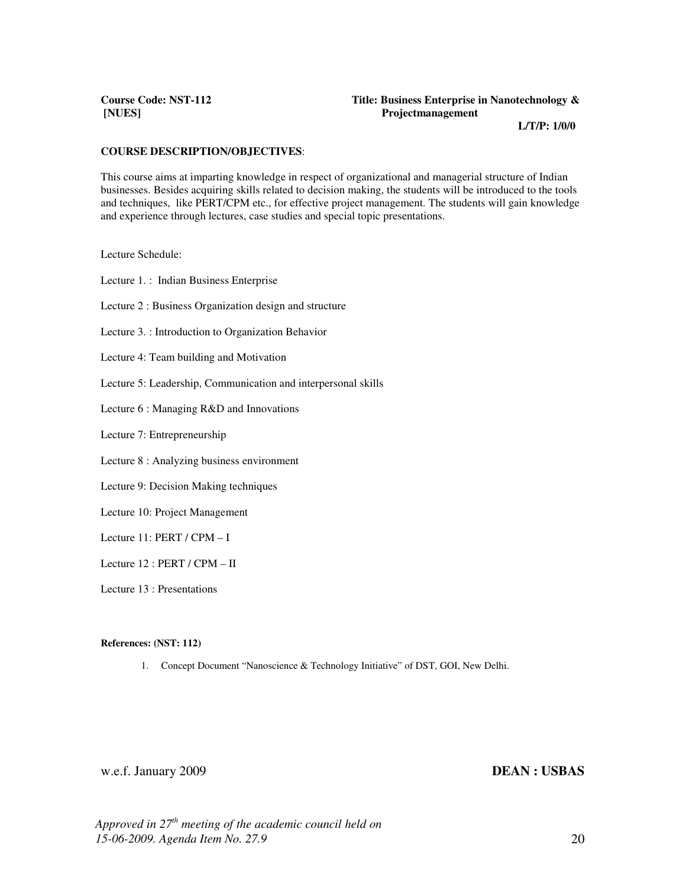**Course Code: NST-112**
**[NUES]**

**Title: Business Enterprise in Nanotechnology & Projectmanagement**

**L/T/P: 1/0/0**

**COURSE DESCRIPTION/OBJECTIVES**:

This course aims at imparting knowledge in respect of organizational and managerial structure of Indian businesses. Besides acquiring skills related to decision making, the students will be introduced to the tools and techniques, like PERT/CPM etc., for effective project management. The students will gain knowledge and experience through lectures, case studies and special topic presentations.

Lecture Schedule:

Lecture 1. : Indian Business Enterprise

Lecture 2 : Business Organization design and structure

Lecture 3. : Introduction to Organization Behavior

Lecture 4: Team building and Motivation

Lecture 5: Leadership, Communication and interpersonal skills

Lecture 6 : Managing R&D and Innovations

Lecture 7: Entrepreneurship

Lecture 8 : Analyzing business environment

Lecture 9: Decision Making techniques

Lecture 10: Project Management

Lecture 11: PERT / CPM – I

Lecture 12 : PERT / CPM – II

Lecture 13 : Presentations

**References: (NST: 112)**

1. Concept Document "Nanoscience & Technology Initiative" of DST, GOI, New Delhi.

w.e.f. January 2009

**DEAN : USBAS**

*Approved in 27th meeting of the academic council held on 15-06-2009. Agenda Item No. 27.9*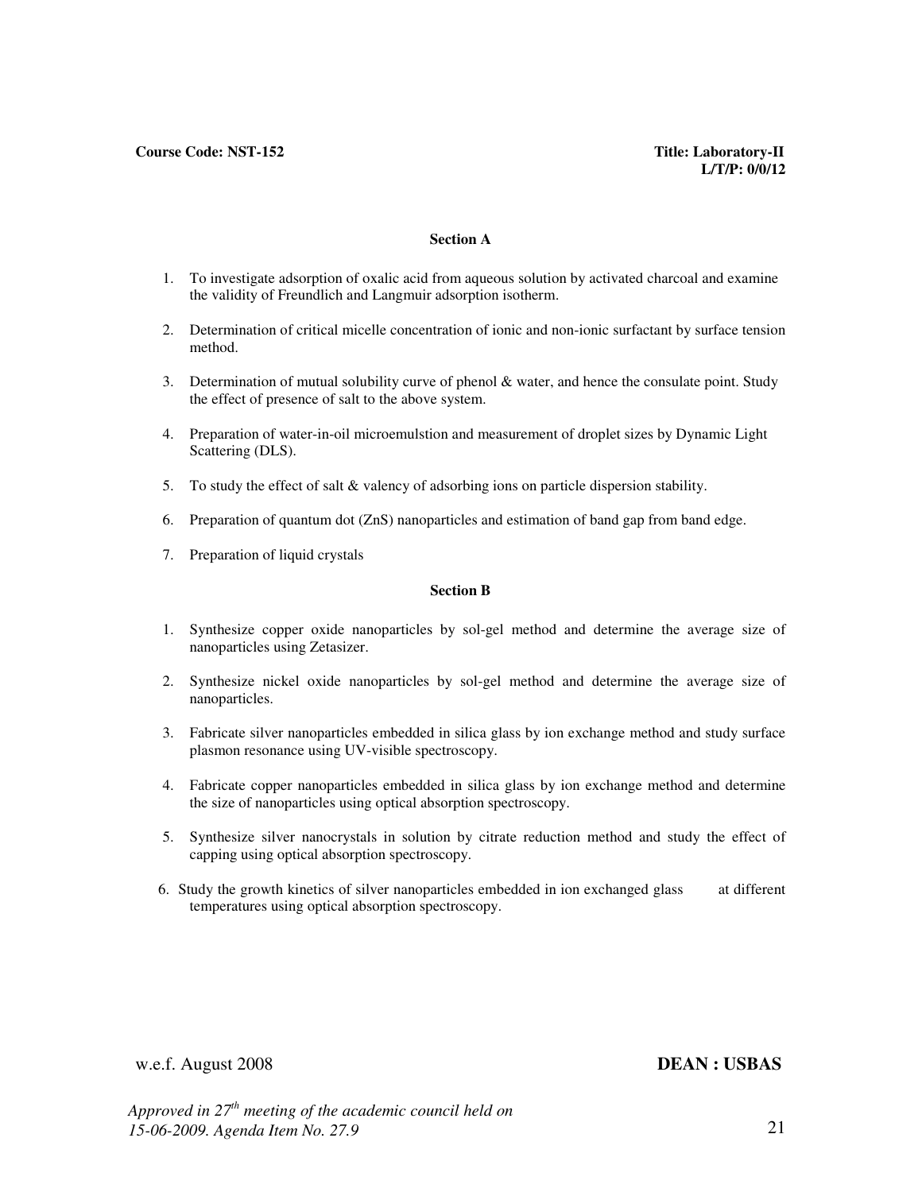**Course Code: NST-152** **Title: Laboratory-II**
**L/T/P: 0/0/12**

### Section A

1. To investigate adsorption of oxalic acid from aqueous solution by activated charcoal and examine the validity of Freundlich and Langmuir adsorption isotherm.
2. Determination of critical micelle concentration of ionic and non-ionic surfactant by surface tension method.
3. Determination of mutual solubility curve of phenol & water, and hence the consulate point. Study the effect of presence of salt to the above system.
4. Preparation of water-in-oil microemulstion and measurement of droplet sizes by Dynamic Light Scattering (DLS).
5. To study the effect of salt & valency of adsorbing ions on particle dispersion stability.
6. Preparation of quantum dot (ZnS) nanoparticles and estimation of band gap from band edge.
7. Preparation of liquid crystals

### Section B

1. Synthesize copper oxide nanoparticles by sol-gel method and determine the average size of nanoparticles using Zetasizer.
2. Synthesize nickel oxide nanoparticles by sol-gel method and determine the average size of nanoparticles.
3. Fabricate silver nanoparticles embedded in silica glass by ion exchange method and study surface plasmon resonance using UV-visible spectroscopy.
4. Fabricate copper nanoparticles embedded in silica glass by ion exchange method and determine the size of nanoparticles using optical absorption spectroscopy.
5. Synthesize silver nanocrystals in solution by citrate reduction method and study the effect of capping using optical absorption spectroscopy.
6. Study the growth kinetics of silver nanoparticles embedded in ion exchanged glass at different temperatures using optical absorption spectroscopy.

w.e.f. August 2008 **DEAN : USBAS**

*Approved in 27th meeting of the academic council held on 15-06-2009. Agenda Item No. 27.9*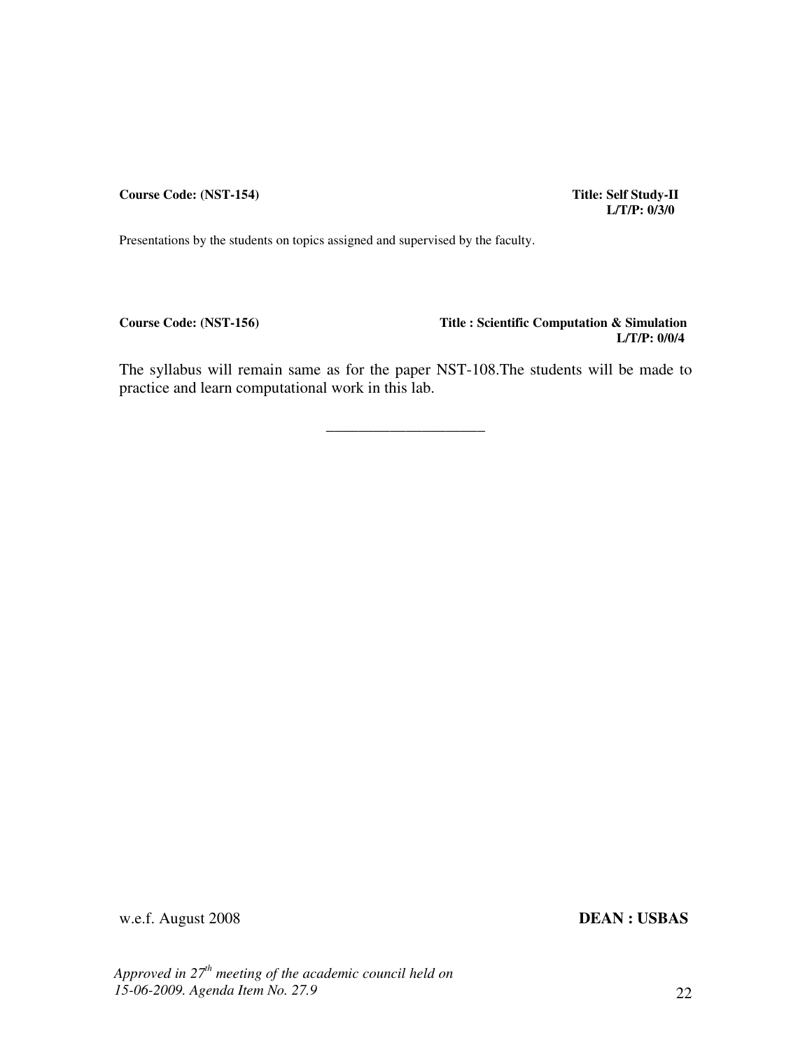**Course Code: (NST-154)** **Title: Self Study-II**
**L/T/P: 0/3/0**

Presentations by the students on topics assigned and supervised by the faculty.

**Course Code: (NST-156)** **Title : Scientific Computation & Simulation**
**L/T/P: 0/0/4**

The syllabus will remain same as for the paper NST-108.The students will be made to practice and learn computational work in this lab.

---

w.e.f. August 2008 **DEAN : USBAS**

*Approved in 27th meeting of the academic council held on 15-06-2009. Agenda Item No. 27.9*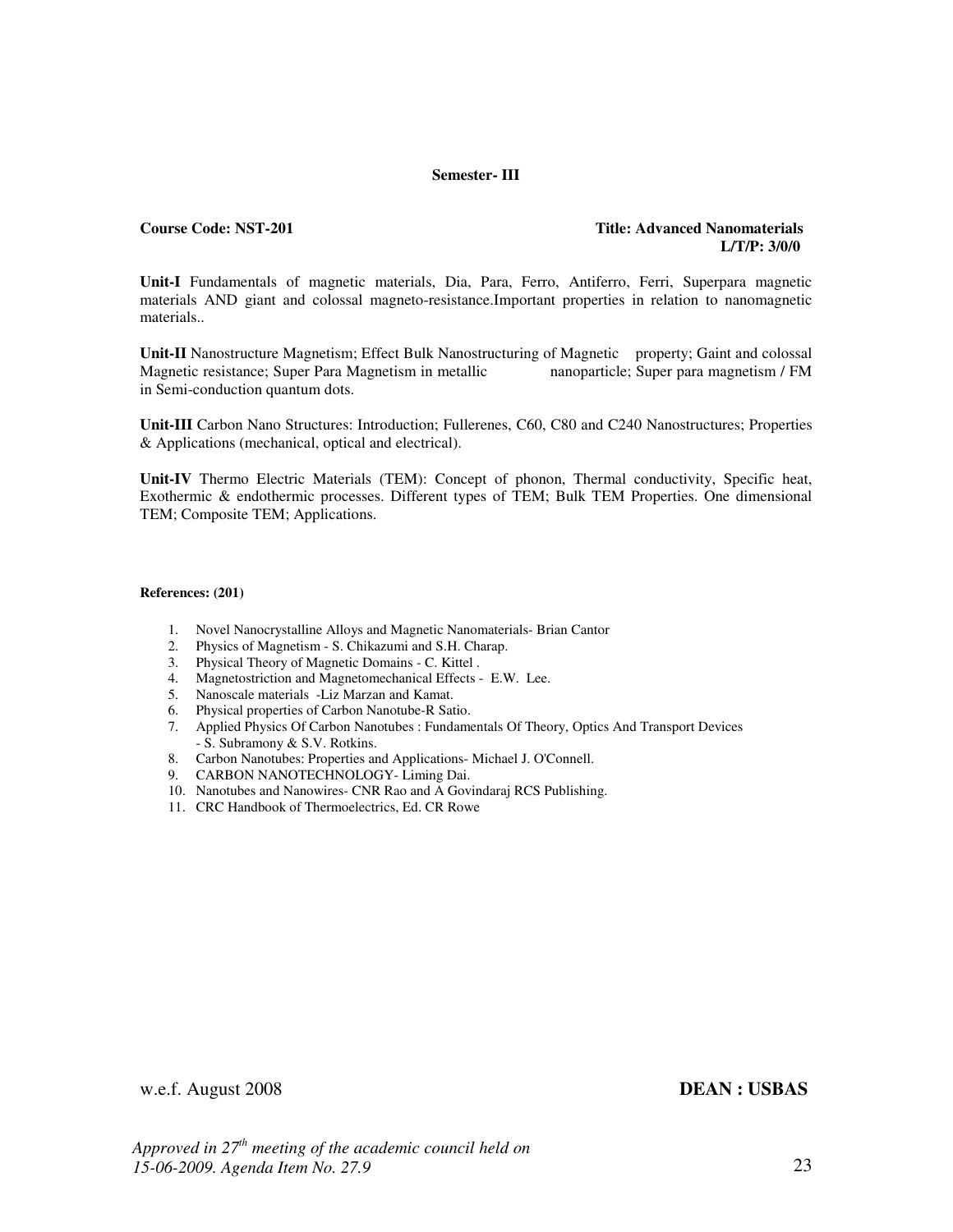**Semester- III**

**Course Code: NST-201** **Title: Advanced Nanomaterials**
**L/T/P: 3/0/0**

**Unit-I** Fundamentals of magnetic materials, Dia, Para, Ferro, Antiferro, Ferri, Superpara magnetic materials AND giant and colossal magneto-resistance.Important properties in relation to nanomagnetic materials..

**Unit-II** Nanostructure Magnetism; Effect Bulk Nanostructuring of Magnetic property; Gaint and colossal Magnetic resistance; Super Para Magnetism in metallic nanoparticle; Super para magnetism / FM in Semi-conduction quantum dots.

**Unit-III** Carbon Nano Structures: Introduction; Fullerenes, C60, C80 and C240 Nanostructures; Properties & Applications (mechanical, optical and electrical).

**Unit-IV** Thermo Electric Materials (TEM): Concept of phonon, Thermal conductivity, Specific heat, Exothermic & endothermic processes. Different types of TEM; Bulk TEM Properties. One dimensional TEM; Composite TEM; Applications.

**References: (201)**

1. Novel Nanocrystalline Alloys and Magnetic Nanomaterials- Brian Cantor
2. Physics of Magnetism - S. Chikazumi and S.H. Charap.
3. Physical Theory of Magnetic Domains - C. Kittel .
4. Magnetostriction and Magnetomechanical Effects - E.W. Lee.
5. Nanoscale materials -Liz Marzan and Kamat.
6. Physical properties of Carbon Nanotube-R Satio.
7. Applied Physics Of Carbon Nanotubes : Fundamentals Of Theory, Optics And Transport Devices - S. Subramony & S.V. Rotkins.
8. Carbon Nanotubes: Properties and Applications- Michael J. O'Connell.
9. CARBON NANOTECHNOLOGY- Liming Dai.
10. Nanotubes and Nanowires- CNR Rao and A Govindaraj RCS Publishing.
11. CRC Handbook of Thermoelectrics, Ed. CR Rowe

w.e.f. August 2008 **DEAN : USBAS**

*Approved in 27th meeting of the academic council held on 15-06-2009. Agenda Item No. 27.9*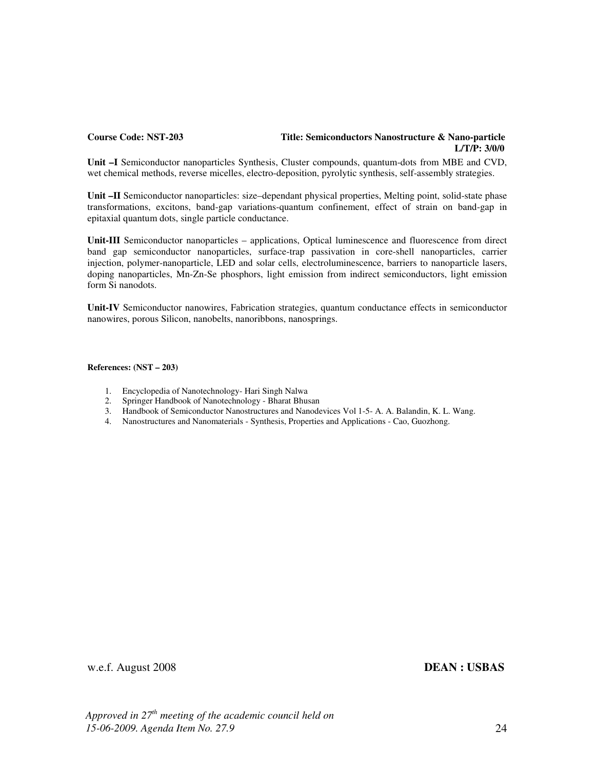**Course Code: NST-203** **Title: Semiconductors Nanostructure & Nano-particle**
**L/T/P: 3/0/0**

**Unit –I** Semiconductor nanoparticles Synthesis, Cluster compounds, quantum-dots from MBE and CVD, wet chemical methods, reverse micelles, electro-deposition, pyrolytic synthesis, self-assembly strategies.

**Unit –II** Semiconductor nanoparticles: size–dependant physical properties, Melting point, solid-state phase transformations, excitons, band-gap variations-quantum confinement, effect of strain on band-gap in epitaxial quantum dots, single particle conductance.

**Unit-III** Semiconductor nanoparticles – applications, Optical luminescence and fluorescence from direct band gap semiconductor nanoparticles, surface-trap passivation in core-shell nanoparticles, carrier injection, polymer-nanoparticle, LED and solar cells, electroluminescence, barriers to nanoparticle lasers, doping nanoparticles, Mn-Zn-Se phosphors, light emission from indirect semiconductors, light emission form Si nanodots.

**Unit-IV** Semiconductor nanowires, Fabrication strategies, quantum conductance effects in semiconductor nanowires, porous Silicon, nanobelts, nanoribbons, nanosprings.

**References: (NST – 203)**

1. Encyclopedia of Nanotechnology- Hari Singh Nalwa
2. Springer Handbook of Nanotechnology - Bharat Bhusan
3. Handbook of Semiconductor Nanostructures and Nanodevices Vol 1-5- A. A. Balandin, K. L. Wang.
4. Nanostructures and Nanomaterials - Synthesis, Properties and Applications - Cao, Guozhong.

w.e.f. August 2008 **DEAN : USBAS**

*Approved in 27th meeting of the academic council held on 15-06-2009. Agenda Item No. 27.9*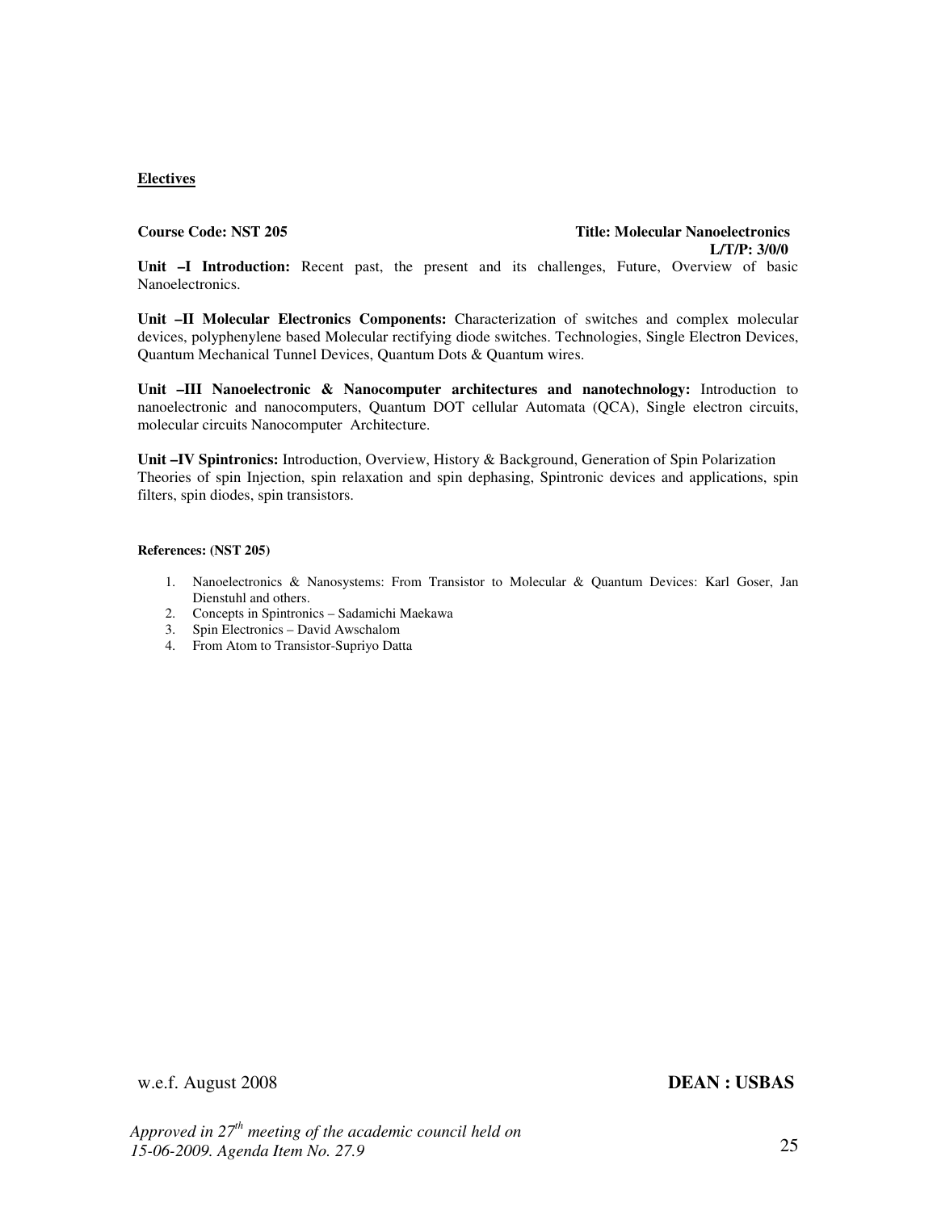**Electives**

**Course Code: NST 205** **Title: Molecular Nanoelectronics**
**L/T/P: 3/0/0**

**Unit –I Introduction:** Recent past, the present and its challenges, Future, Overview of basic Nanoelectronics.

**Unit –II Molecular Electronics Components:** Characterization of switches and complex molecular devices, polyphenylene based Molecular rectifying diode switches. Technologies, Single Electron Devices, Quantum Mechanical Tunnel Devices, Quantum Dots & Quantum wires.

**Unit –III Nanoelectronic & Nanocomputer architectures and nanotechnology:** Introduction to nanoelectronic and nanocomputers, Quantum DOT cellular Automata (QCA), Single electron circuits, molecular circuits Nanocomputer Architecture.

**Unit –IV Spintronics:** Introduction, Overview, History & Background, Generation of Spin Polarization Theories of spin Injection, spin relaxation and spin dephasing, Spintronic devices and applications, spin filters, spin diodes, spin transistors.

**References: (NST 205)**

1. Nanoelectronics & Nanosystems: From Transistor to Molecular & Quantum Devices: Karl Goser, Jan Dienstuhl and others.
2. Concepts in Spintronics – Sadamichi Maekawa
3. Spin Electronics – David Awschalom
4. From Atom to Transistor-Supriyo Datta

w.e.f. August 2008 **DEAN : USBAS**

*Approved in 27th meeting of the academic council held on 15-06-2009. Agenda Item No. 27.9*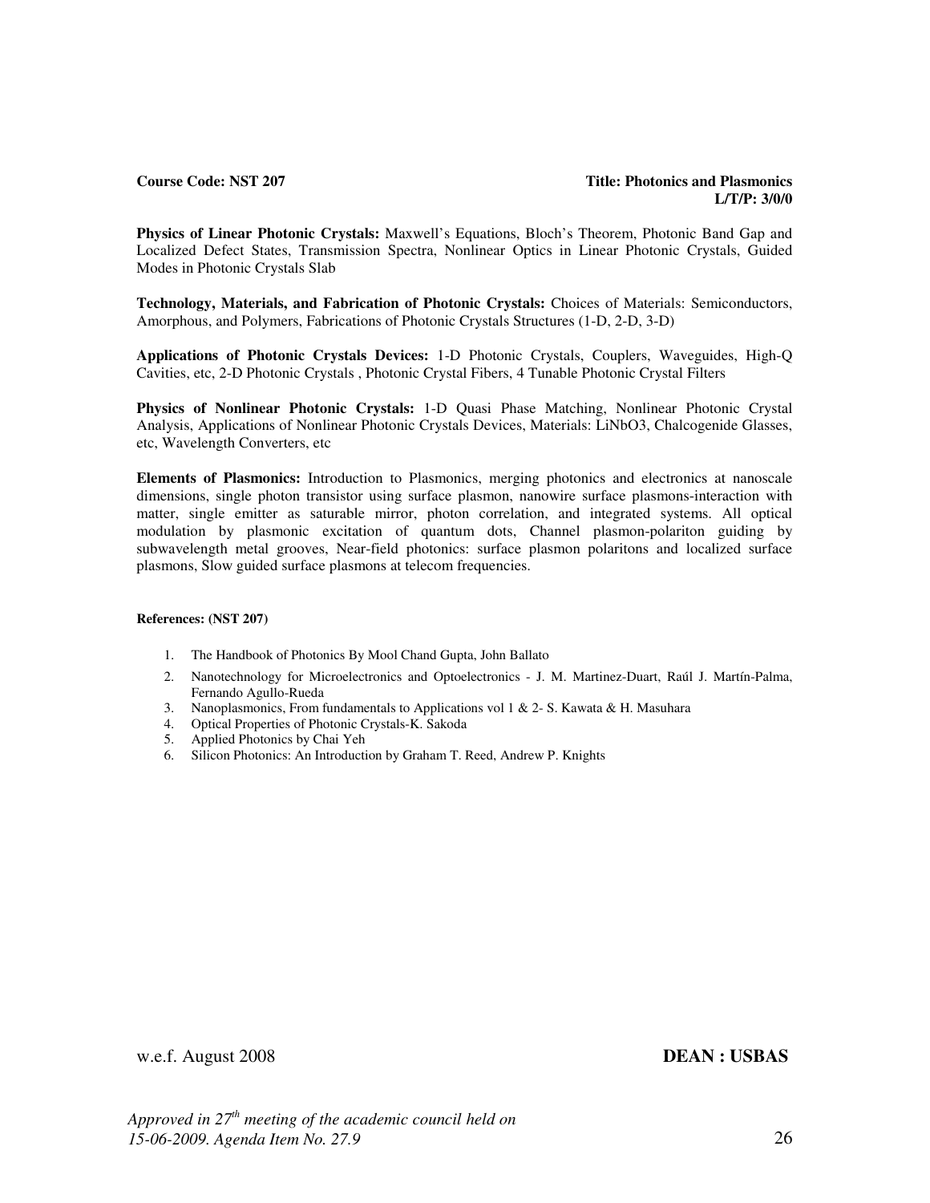**Course Code: NST 207** **Title: Photonics and Plasmonics**
**L/T/P: 3/0/0**

**Physics of Linear Photonic Crystals:** Maxwell's Equations, Bloch's Theorem, Photonic Band Gap and Localized Defect States, Transmission Spectra, Nonlinear Optics in Linear Photonic Crystals, Guided Modes in Photonic Crystals Slab

**Technology, Materials, and Fabrication of Photonic Crystals:** Choices of Materials: Semiconductors, Amorphous, and Polymers, Fabrications of Photonic Crystals Structures (1-D, 2-D, 3-D)

**Applications of Photonic Crystals Devices:** 1-D Photonic Crystals, Couplers, Waveguides, High-Q Cavities, etc, 2-D Photonic Crystals , Photonic Crystal Fibers, 4 Tunable Photonic Crystal Filters

**Physics of Nonlinear Photonic Crystals:** 1-D Quasi Phase Matching, Nonlinear Photonic Crystal Analysis, Applications of Nonlinear Photonic Crystals Devices, Materials: $LiNbO_3$, Chalcogenide Glasses, etc, Wavelength Converters, etc

**Elements of Plasmonics:** Introduction to Plasmonics, merging photonics and electronics at nanoscale dimensions, single photon transistor using surface plasmon, nanowire surface plasmons-interaction with matter, single emitter as saturable mirror, photon correlation, and integrated systems. All optical modulation by plasmonic excitation of quantum dots, Channel plasmon-polariton guiding by subwavelength metal grooves, Near-field photonics: surface plasmon polaritons and localized surface plasmons, Slow guided surface plasmons at telecom frequencies.

**References: (NST 207)**

1. The Handbook of Photonics By Mool Chand Gupta, John Ballato
2. Nanotechnology for Microelectronics and Optoelectronics - J. M. Martinez-Duart, Raúl J. Martín-Palma, Fernando Agullo-Rueda
3. Nanoplasmonics, From fundamentals to Applications vol 1 & 2- S. Kawata & H. Masuhara
4. Optical Properties of Photonic Crystals-K. Sakoda
5. Applied Photonics by Chai Yeh
6. Silicon Photonics: An Introduction by Graham T. Reed, Andrew P. Knights

w.e.f. August 2008 **DEAN : USBAS**

*Approved in 27th meeting of the academic council held on 15-06-2009. Agenda Item No. 27.9*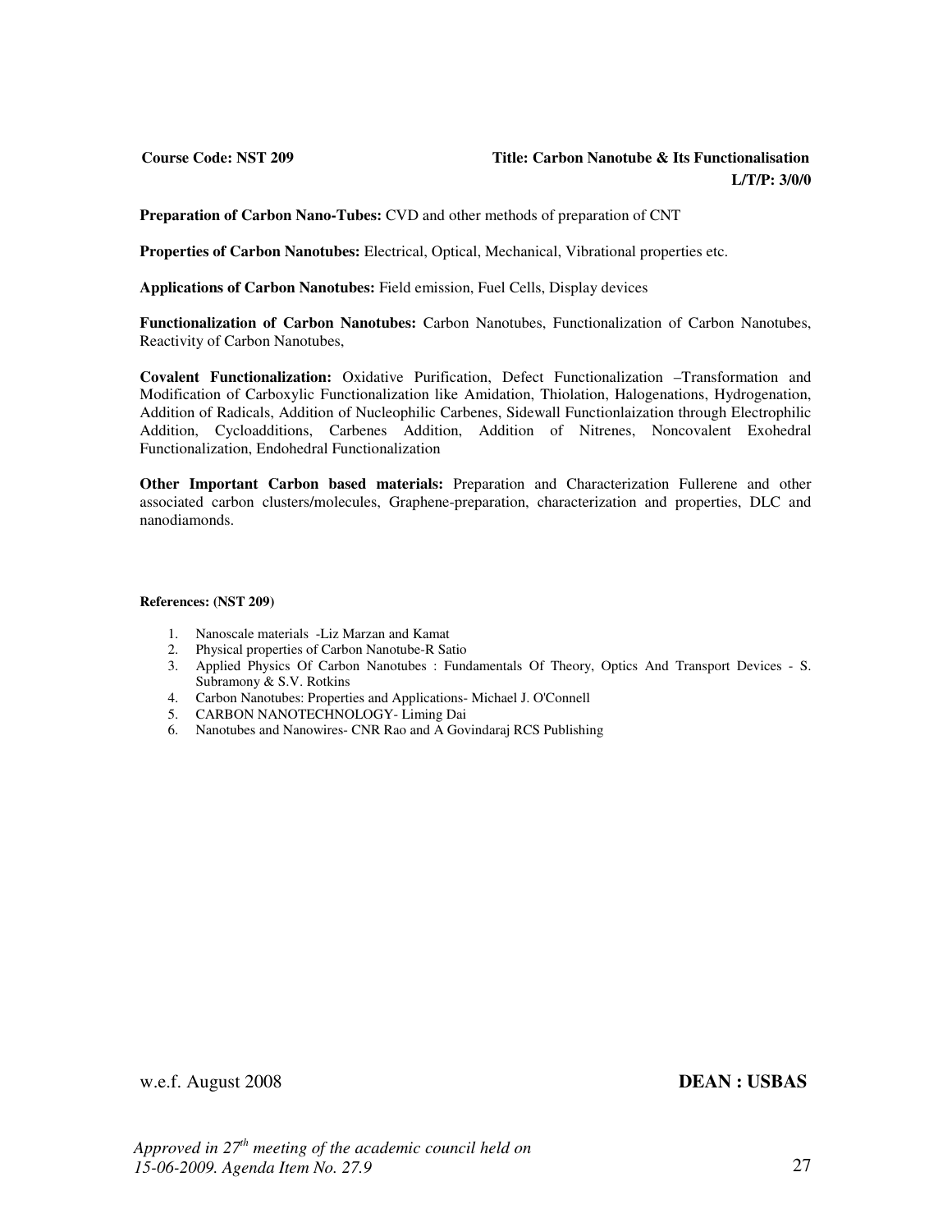**Course Code: NST 209** **Title: Carbon Nanotube & Its Functionalisation**
**L/T/P: 3/0/0**

**Preparation of Carbon Nano-Tubes:** CVD and other methods of preparation of CNT

**Properties of Carbon Nanotubes:** Electrical, Optical, Mechanical, Vibrational properties etc.

**Applications of Carbon Nanotubes:** Field emission, Fuel Cells, Display devices

**Functionalization of Carbon Nanotubes:** Carbon Nanotubes, Functionalization of Carbon Nanotubes, Reactivity of Carbon Nanotubes,

**Covalent Functionalization:** Oxidative Purification, Defect Functionalization –Transformation and Modification of Carboxylic Functionalization like Amidation, Thiolation, Halogenations, Hydrogenation, Addition of Radicals, Addition of Nucleophilic Carbenes, Sidewall Functionlaization through Electrophilic Addition, Cycloadditions, Carbenes Addition, Addition of Nitrenes, Noncovalent Exohedral Functionalization, Endohedral Functionalization

**Other Important Carbon based materials:** Preparation and Characterization Fullerene and other associated carbon clusters/molecules, Graphene-preparation, characterization and properties, DLC and nanodiamonds.

**References: (NST 209)**

1. Nanoscale materials -Liz Marzan and Kamat
2. Physical properties of Carbon Nanotube-R Satio
3. Applied Physics Of Carbon Nanotubes : Fundamentals Of Theory, Optics And Transport Devices - S. Subramony & S.V. Rotkins
4. Carbon Nanotubes: Properties and Applications- Michael J. O'Connell
5. CARBON NANOTECHNOLOGY- Liming Dai
6. Nanotubes and Nanowires- CNR Rao and A Govindaraj RCS Publishing

w.e.f. August 2008 **DEAN : USBAS**

*Approved in 27th meeting of the academic council held on 15-06-2009. Agenda Item No. 27.9*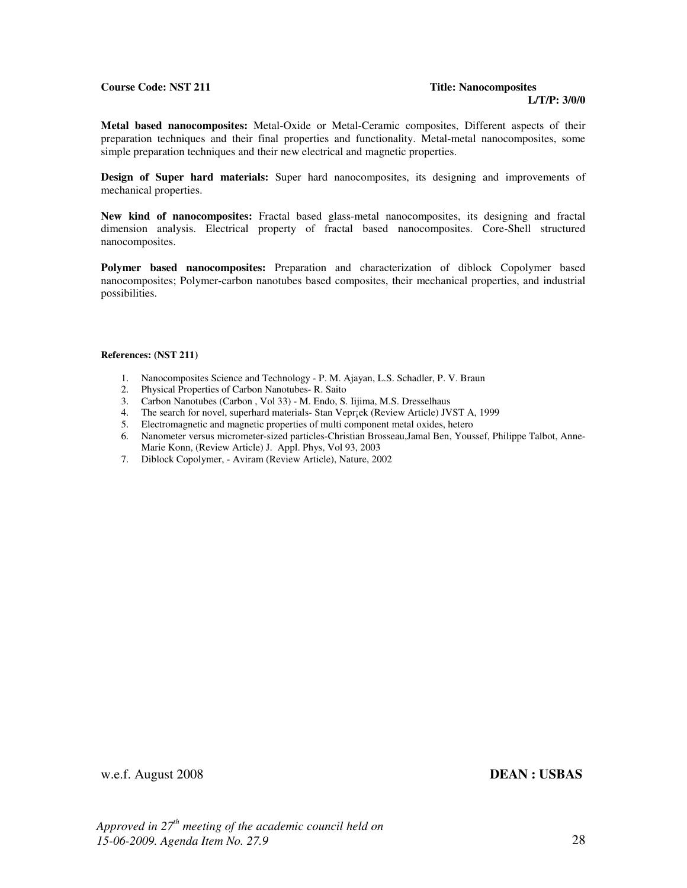**Course Code: NST 211** **Title: Nanocomposites**
**L/T/P: 3/0/0**

**Metal based nanocomposites:** Metal-Oxide or Metal-Ceramic composites, Different aspects of their preparation techniques and their final properties and functionality. Metal-metal nanocomposites, some simple preparation techniques and their new electrical and magnetic properties.

**Design of Super hard materials:** Super hard nanocomposites, its designing and improvements of mechanical properties.

**New kind of nanocomposites:** Fractal based glass-metal nanocomposites, its designing and fractal dimension analysis. Electrical property of fractal based nanocomposites. Core-Shell structured nanocomposites.

**Polymer based nanocomposites:** Preparation and characterization of diblock Copolymer based nanocomposites; Polymer-carbon nanotubes based composites, their mechanical properties, and industrial possibilities.

**References: (NST 211)**

1. Nanocomposites Science and Technology - P. M. Ajayan, L.S. Schadler, P. V. Braun
2. Physical Properties of Carbon Nanotubes- R. Saito
3. Carbon Nanotubes (Carbon , Vol 33) - M. Endo, S. Iijima, M.S. Dresselhaus
4. The search for novel, superhard materials- Stan Vepr¡ek (Review Article) JVST A, 1999
5. Electromagnetic and magnetic properties of multi component metal oxides, hetero
6. Nanometer versus micrometer-sized particles-Christian Brosseau,Jamal Ben, Youssef, Philippe Talbot, Anne-Marie Konn, (Review Article) J. Appl. Phys, Vol 93, 2003
7. Diblock Copolymer, - Aviram (Review Article), Nature, 2002

w.e.f. August 2008 **DEAN : USBAS**

*Approved in 27th meeting of the academic council held on 15-06-2009. Agenda Item No. 27.9*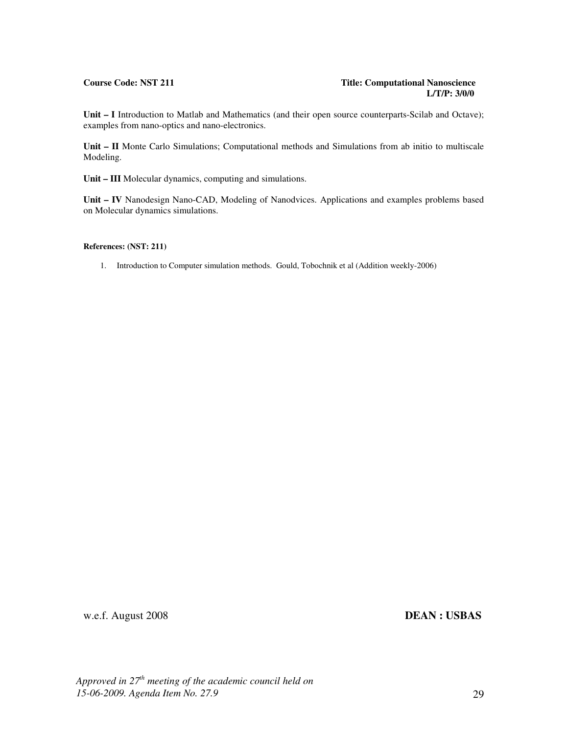**Course Code: NST 211** **Title: Computational Nanoscience**
**L/T/P: 3/0/0**

**Unit – I** Introduction to Matlab and Mathematics (and their open source counterparts-Scilab and Octave); examples from nano-optics and nano-electronics.

**Unit – II** Monte Carlo Simulations; Computational methods and Simulations from ab initio to multiscale Modeling.

**Unit – III** Molecular dynamics, computing and simulations.

**Unit – IV** Nanodesign Nano-CAD, Modeling of Nanodvices. Applications and examples problems based on Molecular dynamics simulations.

**References: (NST: 211)**

1. Introduction to Computer simulation methods. Gould, Tobochnik et al (Addition weekly-2006)

w.e.f. August 2008 **DEAN : USBAS**

*Approved in 27th meeting of the academic council held on 15-06-2009. Agenda Item No. 27.9*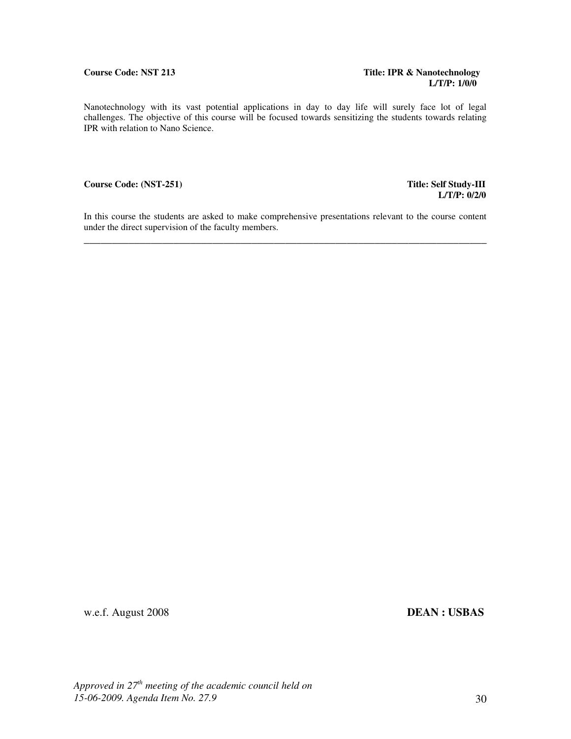**Course Code: NST 213** **Title: IPR & Nanotechnology**
**L/T/P: 1/0/0**

Nanotechnology with its vast potential applications in day to day life will surely face lot of legal challenges. The objective of this course will be focused towards sensitizing the students towards relating IPR with relation to Nano Science.

**Course Code: (NST-251)** **Title: Self Study-III**
**L/T/P: 0/2/0**

In this course the students are asked to make comprehensive presentations relevant to the course content under the direct supervision of the faculty members.

---

w.e.f. August 2008 **DEAN : USBAS**

*Approved in 27th meeting of the academic council held on 15-06-2009. Agenda Item No. 27.9*